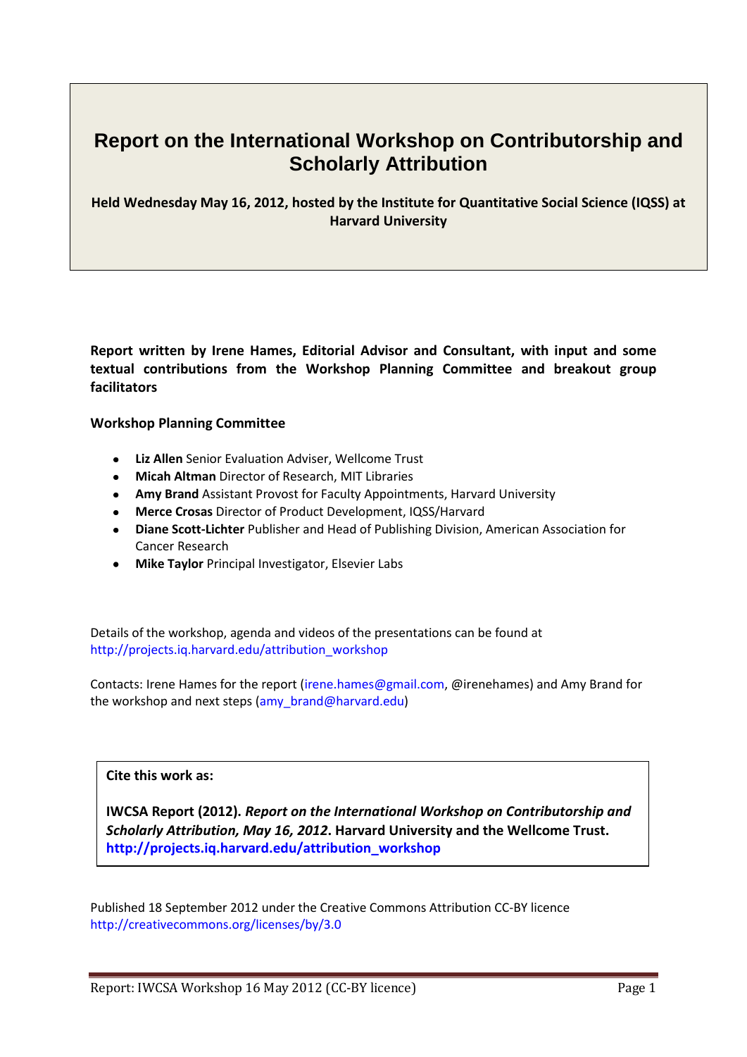# Report on the International Workshop on Contributorship and Scholarly Attribution

**Held Wednesday May 16, 2012, hosted by the Institute for Quantitative Social Science (IQSS) at Harvard University**

**Report written by Irene Hames, Editorial Advisor and Consultant, with input and some textual contributions from the Workshop Planning Committee and breakout group facilitators**

**Workshop Planning Committee**

- **Liz Allen** Senior Evaluation Adviser, Wellcome Trust
- **Micah Altman** Director of Research, MIT Libraries
- **Amy Brand** Assistant Provost for Faculty Appointments, Harvard University
- **Merce Crosas** Director of Product Development, IQSS/Harvard
- **Diane Scott-Lichter** Publisher and Head of Publishing Division, American Association for Cancer Research
- **Mike Taylor** Principal Investigator, Elsevier Labs

Details of the workshop, agenda and videos of the presentations can be found at http://projects.iq.harvard.edu/attribution_workshop

Contacts: Irene Hames for the report (irene.hames@gmail.com, @irenehames) and Amy Brand for the workshop and next steps (amy_brand@harvard.edu)

**Cite this work as:**

**IWCSA Report (2012).** ***Report on the International Workshop on Contributorship and Scholarly Attribution, May 16, 2012*****. Harvard University and the Wellcome Trust. http://projects.iq.harvard.edu/attribution_workshop**

Published 18 September 2012 under the Creative Commons Attribution CC-BY licence http://creativecommons.org/licenses/by/3.0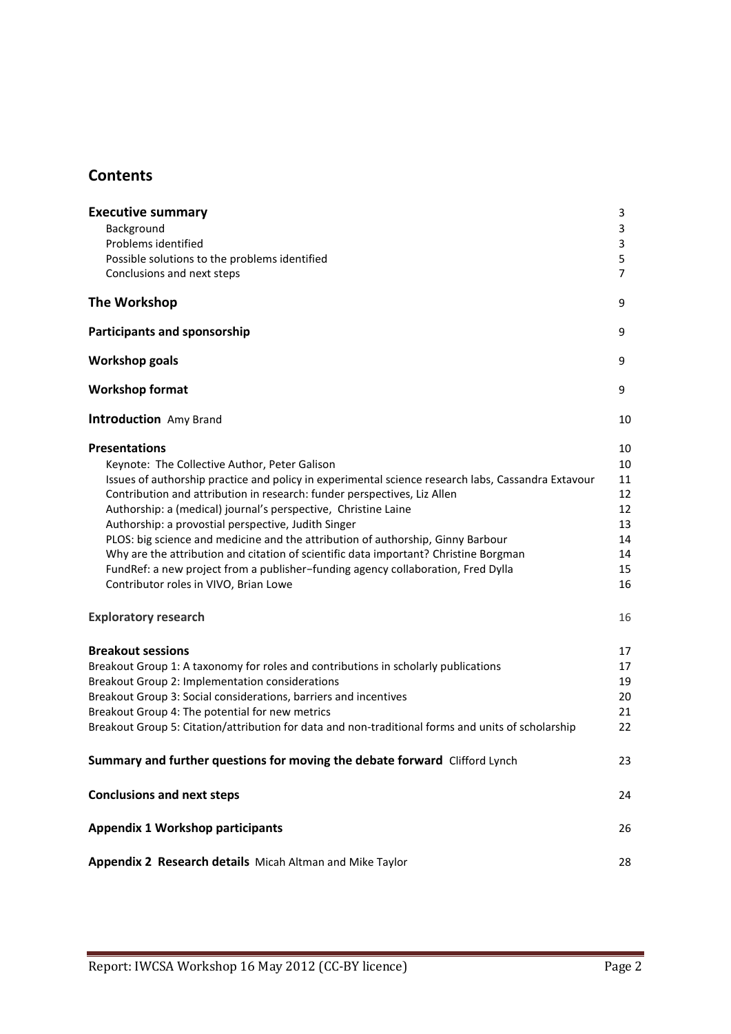## Contents

| | |
|---|---|
| **Executive summary** | 3 |
| Background | 3 |
| Problems identified | 3 |
| Possible solutions to the problems identified | 5 |
| Conclusions and next steps | 7 |
| **The Workshop** | 9 |
| **Participants and sponsorship** | 9 |
| **Workshop goals** | 9 |
| **Workshop format** | 9 |
| **Introduction** Amy Brand | 10 |
| **Presentations** | 10 |
| Keynote: The Collective Author, Peter Galison | 10 |
| Issues of authorship practice and policy in experimental science research labs, Cassandra Extavour | 11 |
| Contribution and attribution in research: funder perspectives, Liz Allen | 12 |
| Authorship: a (medical) journal's perspective, Christine Laine | 12 |
| Authorship: a provostial perspective, Judith Singer | 13 |
| PLOS: big science and medicine and the attribution of authorship, Ginny Barbour | 14 |
| Why are the attribution and citation of scientific data important? Christine Borgman | 14 |
| FundRef: a new project from a publisher–funding agency collaboration, Fred Dylla | 15 |
| Contributor roles in VIVO, Brian Lowe | 16 |
| **Exploratory research** | 16 |
| **Breakout sessions** | 17 |
| Breakout Group 1: A taxonomy for roles and contributions in scholarly publications | 17 |
| Breakout Group 2: Implementation considerations | 19 |
| Breakout Group 3: Social considerations, barriers and incentives | 20 |
| Breakout Group 4: The potential for new metrics | 21 |
| Breakout Group 5: Citation/attribution for data and non-traditional forms and units of scholarship | 22 |
| **Summary and further questions for moving the debate forward** Clifford Lynch | 23 |
| **Conclusions and next steps** | 24 |
| **Appendix 1 Workshop participants** | 26 |
| **Appendix 2 Research details** Micah Altman and Mike Taylor | 28 |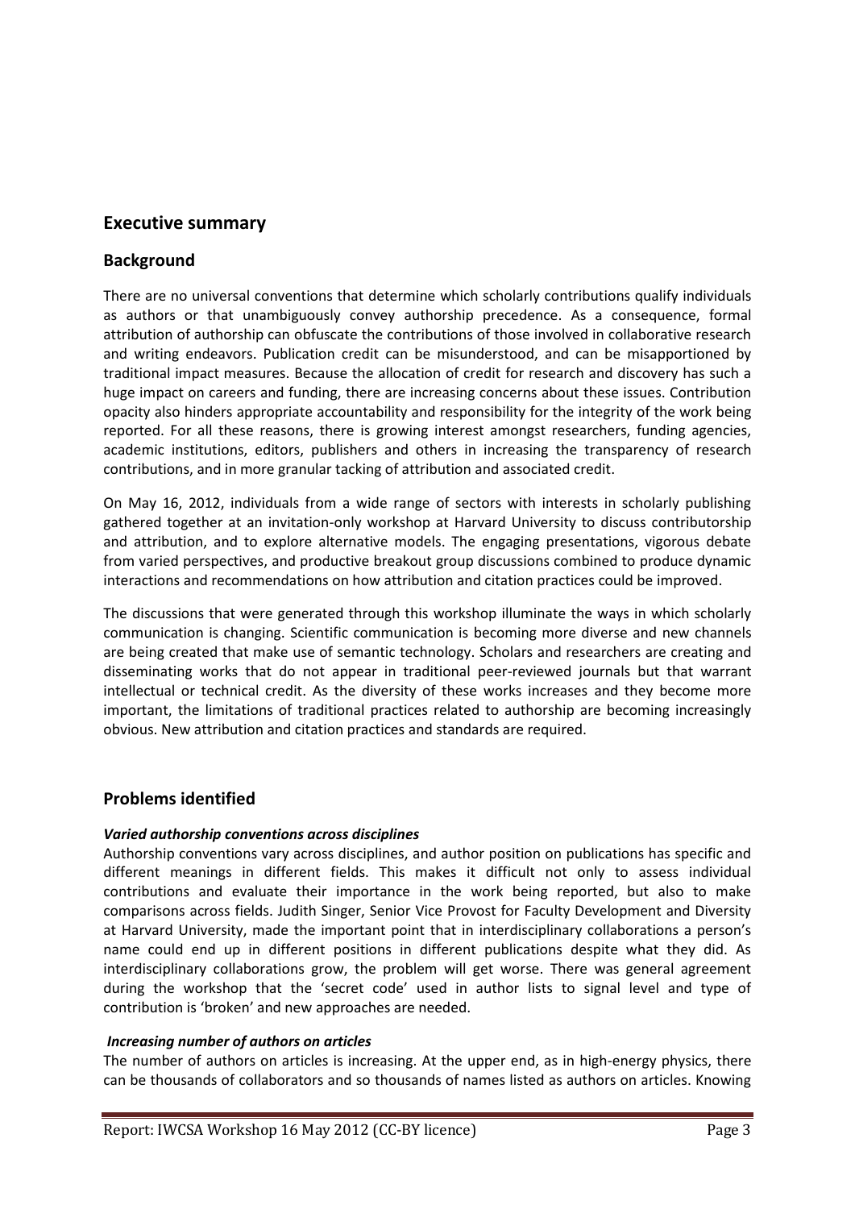## Executive summary

## Background

There are no universal conventions that determine which scholarly contributions qualify individuals as authors or that unambiguously convey authorship precedence. As a consequence, formal attribution of authorship can obfuscate the contributions of those involved in collaborative research and writing endeavors. Publication credit can be misunderstood, and can be misapportioned by traditional impact measures. Because the allocation of credit for research and discovery has such a huge impact on careers and funding, there are increasing concerns about these issues. Contribution opacity also hinders appropriate accountability and responsibility for the integrity of the work being reported. For all these reasons, there is growing interest amongst researchers, funding agencies, academic institutions, editors, publishers and others in increasing the transparency of research contributions, and in more granular tacking of attribution and associated credit.

On May 16, 2012, individuals from a wide range of sectors with interests in scholarly publishing gathered together at an invitation-only workshop at Harvard University to discuss contributorship and attribution, and to explore alternative models. The engaging presentations, vigorous debate from varied perspectives, and productive breakout group discussions combined to produce dynamic interactions and recommendations on how attribution and citation practices could be improved.

The discussions that were generated through this workshop illuminate the ways in which scholarly communication is changing. Scientific communication is becoming more diverse and new channels are being created that make use of semantic technology. Scholars and researchers are creating and disseminating works that do not appear in traditional peer-reviewed journals but that warrant intellectual or technical credit. As the diversity of these works increases and they become more important, the limitations of traditional practices related to authorship are becoming increasingly obvious. New attribution and citation practices and standards are required.

## Problems identified

***Varied authorship conventions across disciplines***

Authorship conventions vary across disciplines, and author position on publications has specific and different meanings in different fields. This makes it difficult not only to assess individual contributions and evaluate their importance in the work being reported, but also to make comparisons across fields. Judith Singer, Senior Vice Provost for Faculty Development and Diversity at Harvard University, made the important point that in interdisciplinary collaborations a person's name could end up in different positions in different publications despite what they did. As interdisciplinary collaborations grow, the problem will get worse. There was general agreement during the workshop that the 'secret code' used in author lists to signal level and type of contribution is 'broken' and new approaches are needed.

***Increasing number of authors on articles***

The number of authors on articles is increasing. At the upper end, as in high-energy physics, there can be thousands of collaborators and so thousands of names listed as authors on articles. Knowing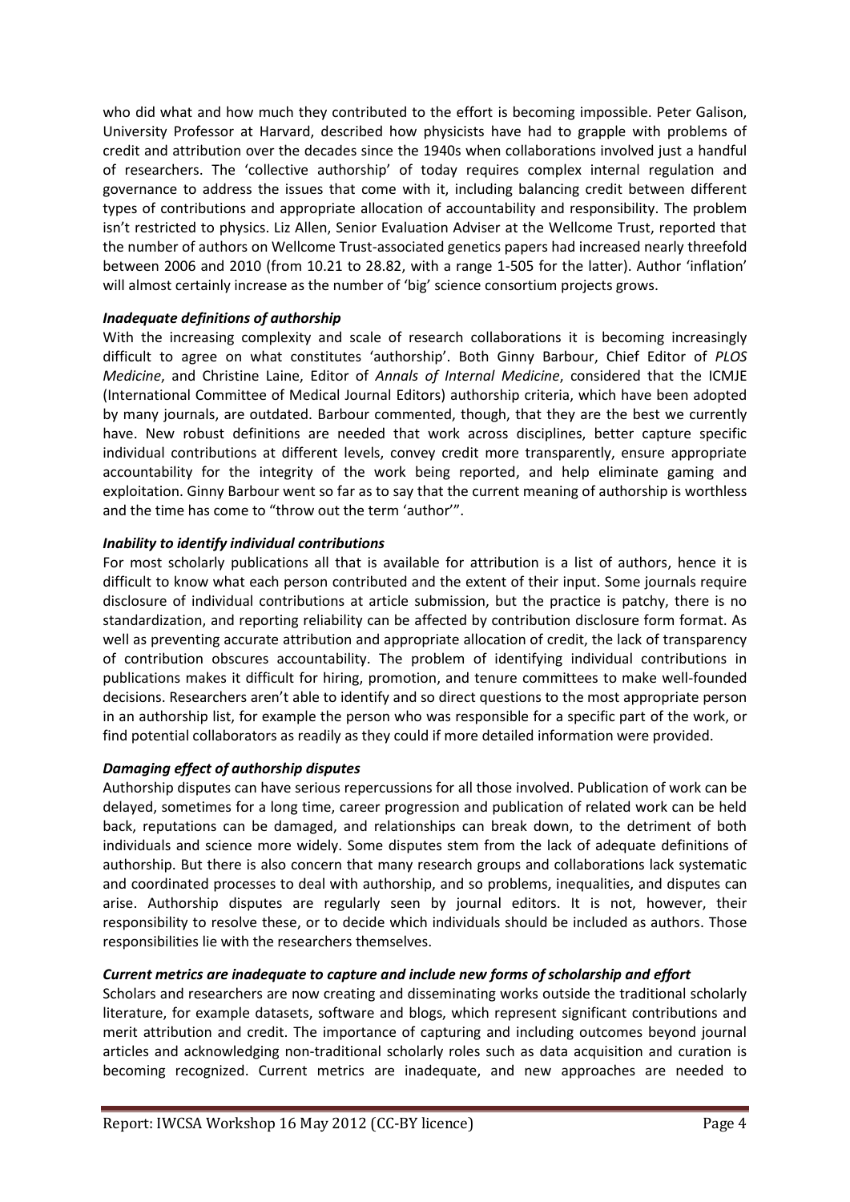who did what and how much they contributed to the effort is becoming impossible. Peter Galison, University Professor at Harvard, described how physicists have had to grapple with problems of credit and attribution over the decades since the 1940s when collaborations involved just a handful of researchers. The 'collective authorship' of today requires complex internal regulation and governance to address the issues that come with it, including balancing credit between different types of contributions and appropriate allocation of accountability and responsibility. The problem isn't restricted to physics. Liz Allen, Senior Evaluation Adviser at the Wellcome Trust, reported that the number of authors on Wellcome Trust-associated genetics papers had increased nearly threefold between 2006 and 2010 (from 10.21 to 28.82, with a range 1-505 for the latter). Author 'inflation' will almost certainly increase as the number of 'big' science consortium projects grows.

***Inadequate definitions of authorship***

With the increasing complexity and scale of research collaborations it is becoming increasingly difficult to agree on what constitutes 'authorship'. Both Ginny Barbour, Chief Editor of *PLOS Medicine*, and Christine Laine, Editor of *Annals of Internal Medicine*, considered that the ICMJE (International Committee of Medical Journal Editors) authorship criteria, which have been adopted by many journals, are outdated. Barbour commented, though, that they are the best we currently have. New robust definitions are needed that work across disciplines, better capture specific individual contributions at different levels, convey credit more transparently, ensure appropriate accountability for the integrity of the work being reported, and help eliminate gaming and exploitation. Ginny Barbour went so far as to say that the current meaning of authorship is worthless and the time has come to "throw out the term 'author'".

***Inability to identify individual contributions***

For most scholarly publications all that is available for attribution is a list of authors, hence it is difficult to know what each person contributed and the extent of their input. Some journals require disclosure of individual contributions at article submission, but the practice is patchy, there is no standardization, and reporting reliability can be affected by contribution disclosure form format. As well as preventing accurate attribution and appropriate allocation of credit, the lack of transparency of contribution obscures accountability. The problem of identifying individual contributions in publications makes it difficult for hiring, promotion, and tenure committees to make well-founded decisions. Researchers aren't able to identify and so direct questions to the most appropriate person in an authorship list, for example the person who was responsible for a specific part of the work, or find potential collaborators as readily as they could if more detailed information were provided.

***Damaging effect of authorship disputes***

Authorship disputes can have serious repercussions for all those involved. Publication of work can be delayed, sometimes for a long time, career progression and publication of related work can be held back, reputations can be damaged, and relationships can break down, to the detriment of both individuals and science more widely. Some disputes stem from the lack of adequate definitions of authorship. But there is also concern that many research groups and collaborations lack systematic and coordinated processes to deal with authorship, and so problems, inequalities, and disputes can arise. Authorship disputes are regularly seen by journal editors. It is not, however, their responsibility to resolve these, or to decide which individuals should be included as authors. Those responsibilities lie with the researchers themselves.

***Current metrics are inadequate to capture and include new forms of scholarship and effort***

Scholars and researchers are now creating and disseminating works outside the traditional scholarly literature, for example datasets, software and blogs, which represent significant contributions and merit attribution and credit. The importance of capturing and including outcomes beyond journal articles and acknowledging non-traditional scholarly roles such as data acquisition and curation is becoming recognized. Current metrics are inadequate, and new approaches are needed to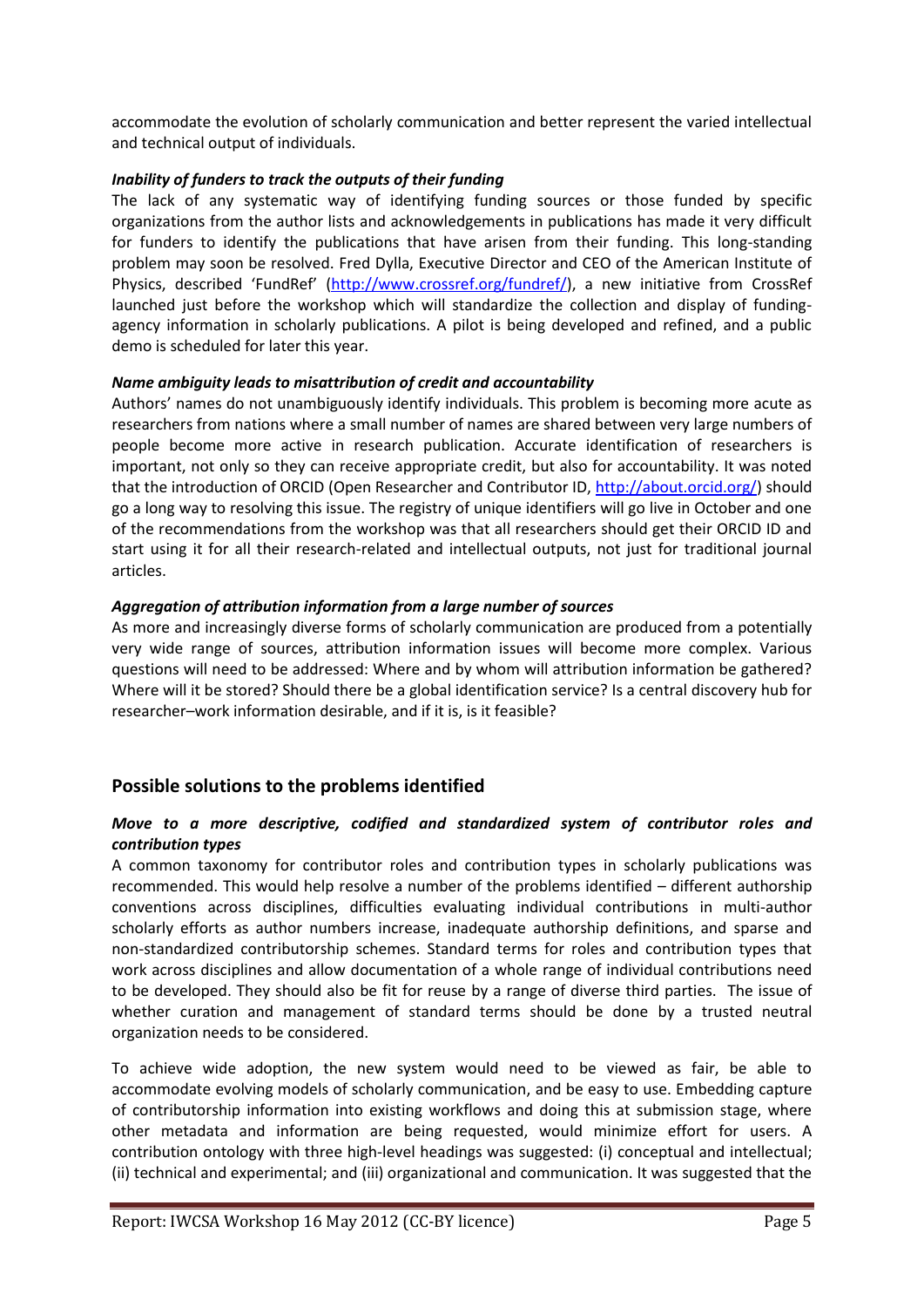accommodate the evolution of scholarly communication and better represent the varied intellectual and technical output of individuals.

***Inability of funders to track the outputs of their funding***

The lack of any systematic way of identifying funding sources or those funded by specific organizations from the author lists and acknowledgements in publications has made it very difficult for funders to identify the publications that have arisen from their funding. This long-standing problem may soon be resolved. Fred Dylla, Executive Director and CEO of the American Institute of Physics, described 'FundRef' (http://www.crossref.org/fundref/), a new initiative from CrossRef launched just before the workshop which will standardize the collection and display of funding-agency information in scholarly publications. A pilot is being developed and refined, and a public demo is scheduled for later this year.

***Name ambiguity leads to misattribution of credit and accountability***

Authors' names do not unambiguously identify individuals. This problem is becoming more acute as researchers from nations where a small number of names are shared between very large numbers of people become more active in research publication. Accurate identification of researchers is important, not only so they can receive appropriate credit, but also for accountability. It was noted that the introduction of ORCID (Open Researcher and Contributor ID, http://about.orcid.org/) should go a long way to resolving this issue. The registry of unique identifiers will go live in October and one of the recommendations from the workshop was that all researchers should get their ORCID ID and start using it for all their research-related and intellectual outputs, not just for traditional journal articles.

***Aggregation of attribution information from a large number of sources***

As more and increasingly diverse forms of scholarly communication are produced from a potentially very wide range of sources, attribution information issues will become more complex. Various questions will need to be addressed: Where and by whom will attribution information be gathered? Where will it be stored? Should there be a global identification service? Is a central discovery hub for researcher–work information desirable, and if it is, is it feasible?

## Possible solutions to the problems identified

***Move to a more descriptive, codified and standardized system of contributor roles and contribution types***

A common taxonomy for contributor roles and contribution types in scholarly publications was recommended. This would help resolve a number of the problems identified – different authorship conventions across disciplines, difficulties evaluating individual contributions in multi-author scholarly efforts as author numbers increase, inadequate authorship definitions, and sparse and non-standardized contributorship schemes. Standard terms for roles and contribution types that work across disciplines and allow documentation of a whole range of individual contributions need to be developed. They should also be fit for reuse by a range of diverse third parties. The issue of whether curation and management of standard terms should be done by a trusted neutral organization needs to be considered.

To achieve wide adoption, the new system would need to be viewed as fair, be able to accommodate evolving models of scholarly communication, and be easy to use. Embedding capture of contributorship information into existing workflows and doing this at submission stage, where other metadata and information are being requested, would minimize effort for users. A contribution ontology with three high-level headings was suggested: (i) conceptual and intellectual; (ii) technical and experimental; and (iii) organizational and communication. It was suggested that the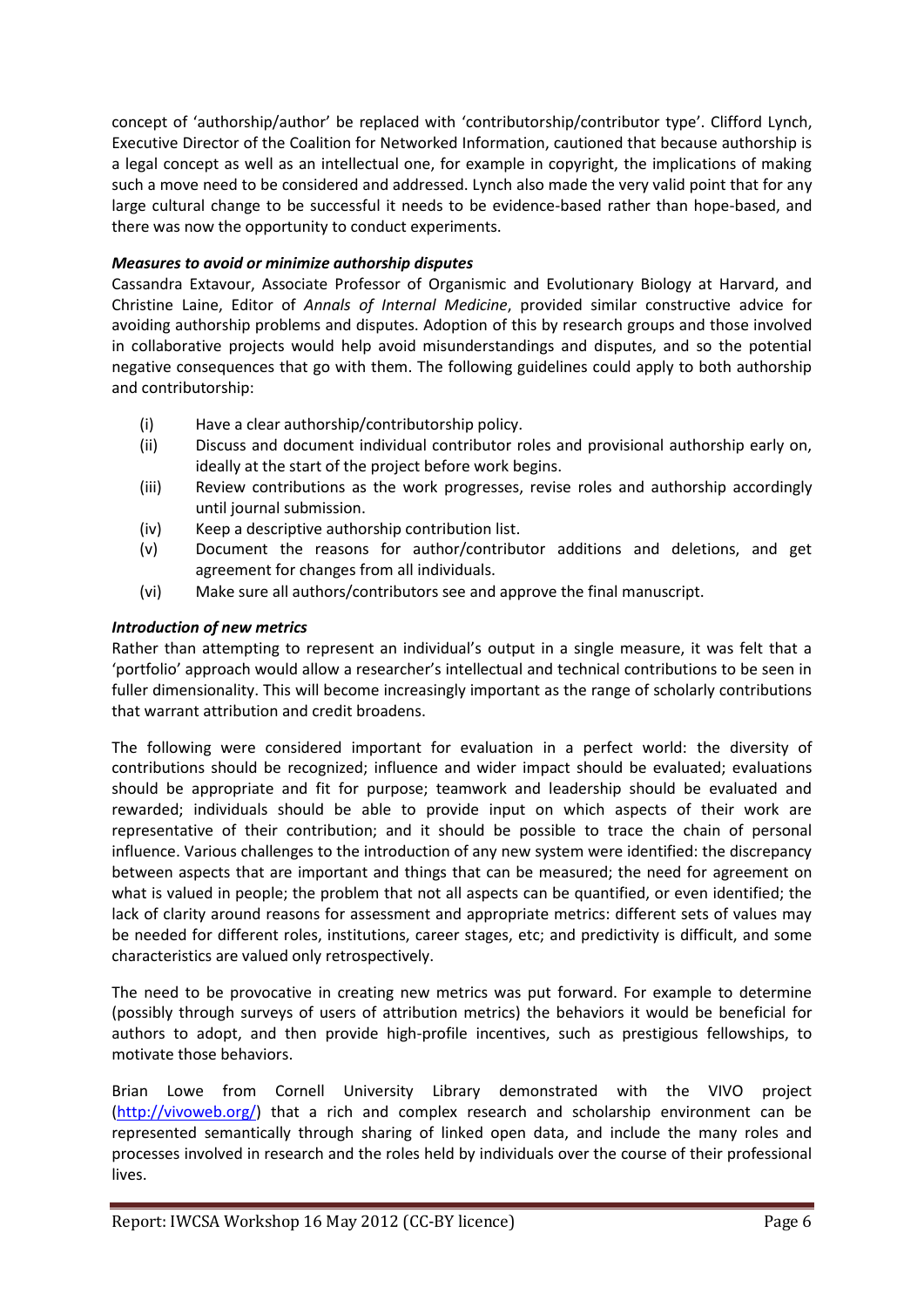concept of 'authorship/author' be replaced with 'contributorship/contributor type'. Clifford Lynch, Executive Director of the Coalition for Networked Information, cautioned that because authorship is a legal concept as well as an intellectual one, for example in copyright, the implications of making such a move need to be considered and addressed. Lynch also made the very valid point that for any large cultural change to be successful it needs to be evidence-based rather than hope-based, and there was now the opportunity to conduct experiments.

***Measures to avoid or minimize authorship disputes***

Cassandra Extavour, Associate Professor of Organismic and Evolutionary Biology at Harvard, and Christine Laine, Editor of *Annals of Internal Medicine*, provided similar constructive advice for avoiding authorship problems and disputes. Adoption of this by research groups and those involved in collaborative projects would help avoid misunderstandings and disputes, and so the potential negative consequences that go with them. The following guidelines could apply to both authorship and contributorship:

- (i) Have a clear authorship/contributorship policy.
- (ii) Discuss and document individual contributor roles and provisional authorship early on, ideally at the start of the project before work begins.
- (iii) Review contributions as the work progresses, revise roles and authorship accordingly until journal submission.
- (iv) Keep a descriptive authorship contribution list.
- (v) Document the reasons for author/contributor additions and deletions, and get agreement for changes from all individuals.
- (vi) Make sure all authors/contributors see and approve the final manuscript.

***Introduction of new metrics***

Rather than attempting to represent an individual's output in a single measure, it was felt that a 'portfolio' approach would allow a researcher's intellectual and technical contributions to be seen in fuller dimensionality. This will become increasingly important as the range of scholarly contributions that warrant attribution and credit broadens.

The following were considered important for evaluation in a perfect world: the diversity of contributions should be recognized; influence and wider impact should be evaluated; evaluations should be appropriate and fit for purpose; teamwork and leadership should be evaluated and rewarded; individuals should be able to provide input on which aspects of their work are representative of their contribution; and it should be possible to trace the chain of personal influence. Various challenges to the introduction of any new system were identified: the discrepancy between aspects that are important and things that can be measured; the need for agreement on what is valued in people; the problem that not all aspects can be quantified, or even identified; the lack of clarity around reasons for assessment and appropriate metrics: different sets of values may be needed for different roles, institutions, career stages, etc; and predictivity is difficult, and some characteristics are valued only retrospectively.

The need to be provocative in creating new metrics was put forward. For example to determine (possibly through surveys of users of attribution metrics) the behaviors it would be beneficial for authors to adopt, and then provide high-profile incentives, such as prestigious fellowships, to motivate those behaviors.

Brian Lowe from Cornell University Library demonstrated with the VIVO project (http://vivoweb.org/) that a rich and complex research and scholarship environment can be represented semantically through sharing of linked open data, and include the many roles and processes involved in research and the roles held by individuals over the course of their professional lives.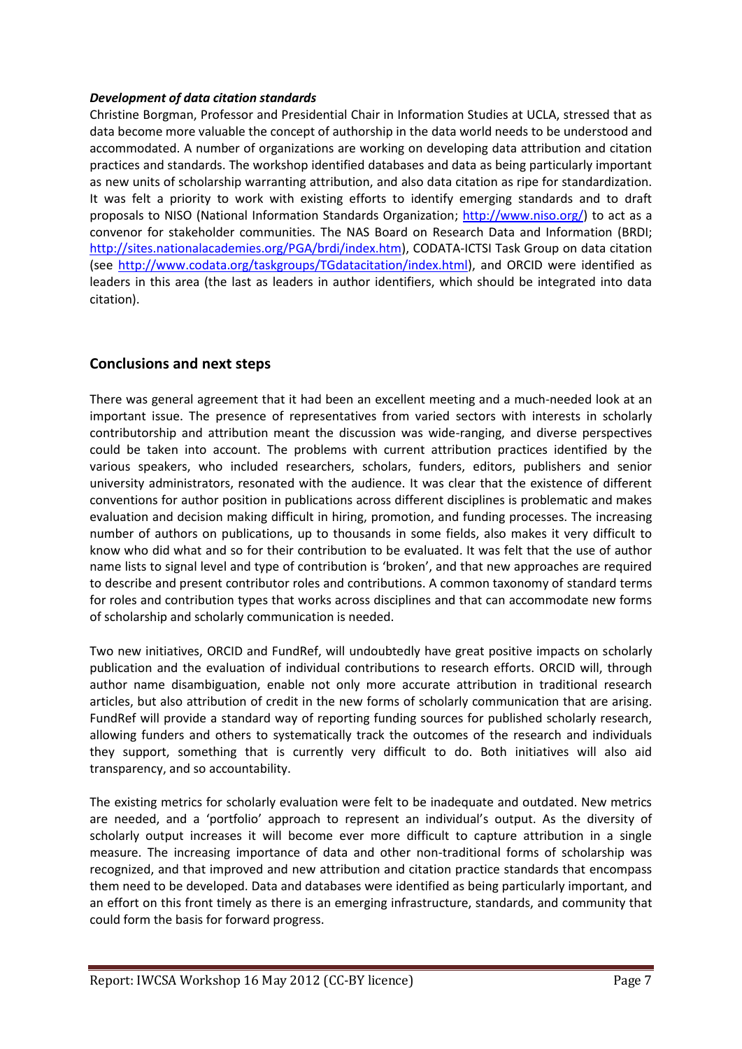#### *Development of data citation standards*

Christine Borgman, Professor and Presidential Chair in Information Studies at UCLA, stressed that as data become more valuable the concept of authorship in the data world needs to be understood and accommodated. A number of organizations are working on developing data attribution and citation practices and standards. The workshop identified databases and data as being particularly important as new units of scholarship warranting attribution, and also data citation as ripe for standardization. It was felt a priority to work with existing efforts to identify emerging standards and to draft proposals to NISO (National Information Standards Organization; http://www.niso.org/) to act as a convenor for stakeholder communities. The NAS Board on Research Data and Information (BRDI; http://sites.nationalacademies.org/PGA/brdi/index.htm), CODATA-ICTSI Task Group on data citation (see http://www.codata.org/taskgroups/TGdatacitation/index.html), and ORCID were identified as leaders in this area (the last as leaders in author identifiers, which should be integrated into data citation).

## Conclusions and next steps

There was general agreement that it had been an excellent meeting and a much-needed look at an important issue. The presence of representatives from varied sectors with interests in scholarly contributorship and attribution meant the discussion was wide-ranging, and diverse perspectives could be taken into account. The problems with current attribution practices identified by the various speakers, who included researchers, scholars, funders, editors, publishers and senior university administrators, resonated with the audience. It was clear that the existence of different conventions for author position in publications across different disciplines is problematic and makes evaluation and decision making difficult in hiring, promotion, and funding processes. The increasing number of authors on publications, up to thousands in some fields, also makes it very difficult to know who did what and so for their contribution to be evaluated. It was felt that the use of author name lists to signal level and type of contribution is 'broken', and that new approaches are required to describe and present contributor roles and contributions. A common taxonomy of standard terms for roles and contribution types that works across disciplines and that can accommodate new forms of scholarship and scholarly communication is needed.

Two new initiatives, ORCID and FundRef, will undoubtedly have great positive impacts on scholarly publication and the evaluation of individual contributions to research efforts. ORCID will, through author name disambiguation, enable not only more accurate attribution in traditional research articles, but also attribution of credit in the new forms of scholarly communication that are arising. FundRef will provide a standard way of reporting funding sources for published scholarly research, allowing funders and others to systematically track the outcomes of the research and individuals they support, something that is currently very difficult to do. Both initiatives will also aid transparency, and so accountability.

The existing metrics for scholarly evaluation were felt to be inadequate and outdated. New metrics are needed, and a 'portfolio' approach to represent an individual's output. As the diversity of scholarly output increases it will become ever more difficult to capture attribution in a single measure. The increasing importance of data and other non-traditional forms of scholarship was recognized, and that improved and new attribution and citation practice standards that encompass them need to be developed. Data and databases were identified as being particularly important, and an effort on this front timely as there is an emerging infrastructure, standards, and community that could form the basis for forward progress.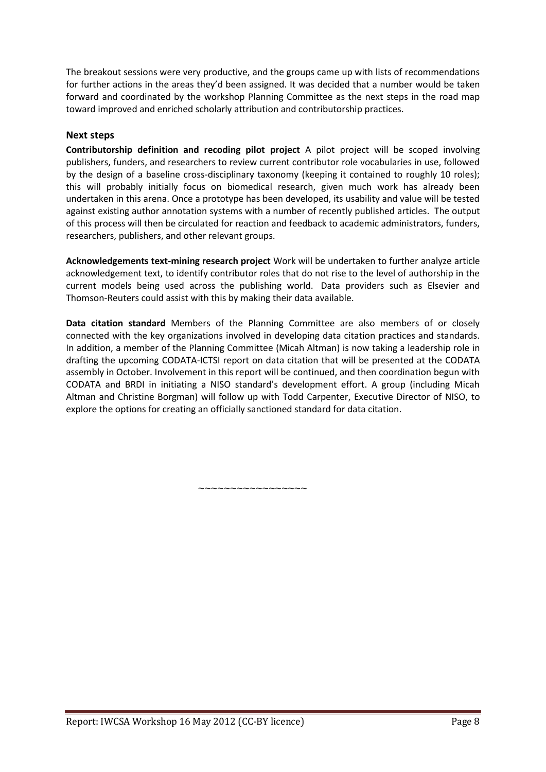The breakout sessions were very productive, and the groups came up with lists of recommendations for further actions in the areas they'd been assigned. It was decided that a number would be taken forward and coordinated by the workshop Planning Committee as the next steps in the road map toward improved and enriched scholarly attribution and contributorship practices.

## Next steps

**Contributorship definition and recoding pilot project** A pilot project will be scoped involving publishers, funders, and researchers to review current contributor role vocabularies in use, followed by the design of a baseline cross-disciplinary taxonomy (keeping it contained to roughly 10 roles); this will probably initially focus on biomedical research, given much work has already been undertaken in this arena. Once a prototype has been developed, its usability and value will be tested against existing author annotation systems with a number of recently published articles. The output of this process will then be circulated for reaction and feedback to academic administrators, funders, researchers, publishers, and other relevant groups.

**Acknowledgements text-mining research project** Work will be undertaken to further analyze article acknowledgement text, to identify contributor roles that do not rise to the level of authorship in the current models being used across the publishing world. Data providers such as Elsevier and Thomson-Reuters could assist with this by making their data available.

**Data citation standard** Members of the Planning Committee are also members of or closely connected with the key organizations involved in developing data citation practices and standards. In addition, a member of the Planning Committee (Micah Altman) is now taking a leadership role in drafting the upcoming CODATA-ICTSI report on data citation that will be presented at the CODATA assembly in October. Involvement in this report will be continued, and then coordination begun with CODATA and BRDI in initiating a NISO standard's development effort. A group (including Micah Altman and Christine Borgman) will follow up with Todd Carpenter, Executive Director of NISO, to explore the options for creating an officially sanctioned standard for data citation.

~~~~~~~~~~~~~~~~~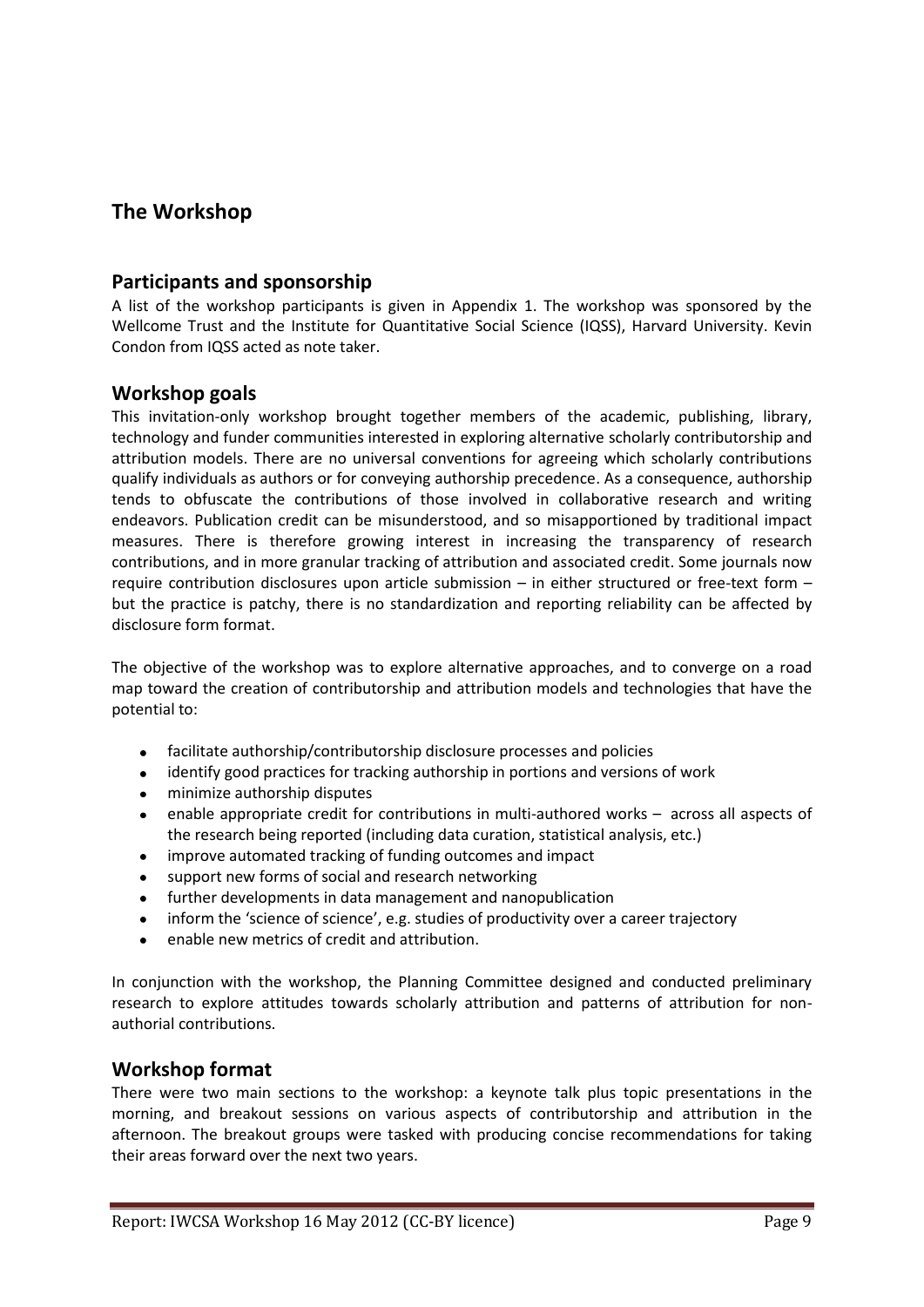# The Workshop

## Participants and sponsorship

A list of the workshop participants is given in Appendix 1. The workshop was sponsored by the Wellcome Trust and the Institute for Quantitative Social Science (IQSS), Harvard University. Kevin Condon from IQSS acted as note taker.

## Workshop goals

This invitation-only workshop brought together members of the academic, publishing, library, technology and funder communities interested in exploring alternative scholarly contributorship and attribution models. There are no universal conventions for agreeing which scholarly contributions qualify individuals as authors or for conveying authorship precedence. As a consequence, authorship tends to obfuscate the contributions of those involved in collaborative research and writing endeavors. Publication credit can be misunderstood, and so misapportioned by traditional impact measures. There is therefore growing interest in increasing the transparency of research contributions, and in more granular tracking of attribution and associated credit. Some journals now require contribution disclosures upon article submission – in either structured or free-text form – but the practice is patchy, there is no standardization and reporting reliability can be affected by disclosure form format.

The objective of the workshop was to explore alternative approaches, and to converge on a road map toward the creation of contributorship and attribution models and technologies that have the potential to:

- facilitate authorship/contributorship disclosure processes and policies
- identify good practices for tracking authorship in portions and versions of work
- minimize authorship disputes
- enable appropriate credit for contributions in multi-authored works – across all aspects of the research being reported (including data curation, statistical analysis, etc.)
- improve automated tracking of funding outcomes and impact
- support new forms of social and research networking
- further developments in data management and nanopublication
- inform the 'science of science', e.g. studies of productivity over a career trajectory
- enable new metrics of credit and attribution.

In conjunction with the workshop, the Planning Committee designed and conducted preliminary research to explore attitudes towards scholarly attribution and patterns of attribution for non-authorial contributions.

## Workshop format

There were two main sections to the workshop: a keynote talk plus topic presentations in the morning, and breakout sessions on various aspects of contributorship and attribution in the afternoon. The breakout groups were tasked with producing concise recommendations for taking their areas forward over the next two years.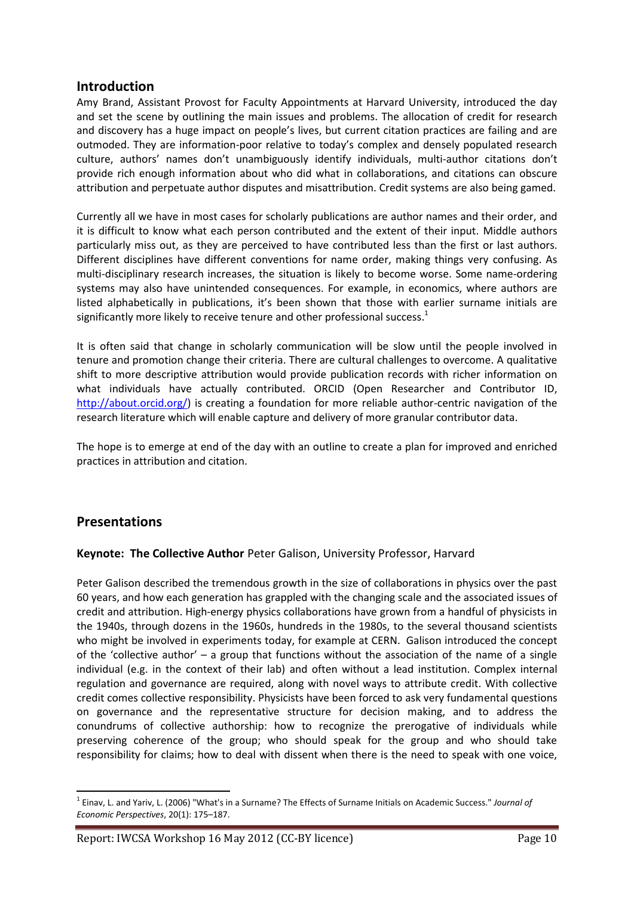## Introduction

Amy Brand, Assistant Provost for Faculty Appointments at Harvard University, introduced the day and set the scene by outlining the main issues and problems. The allocation of credit for research and discovery has a huge impact on people's lives, but current citation practices are failing and are outmoded. They are information-poor relative to today's complex and densely populated research culture, authors' names don't unambiguously identify individuals, multi-author citations don't provide rich enough information about who did what in collaborations, and citations can obscure attribution and perpetuate author disputes and misattribution. Credit systems are also being gamed.

Currently all we have in most cases for scholarly publications are author names and their order, and it is difficult to know what each person contributed and the extent of their input. Middle authors particularly miss out, as they are perceived to have contributed less than the first or last authors. Different disciplines have different conventions for name order, making things very confusing. As multi-disciplinary research increases, the situation is likely to become worse. Some name-ordering systems may also have unintended consequences. For example, in economics, where authors are listed alphabetically in publications, it's been shown that those with earlier surname initials are significantly more likely to receive tenure and other professional success.[1]

It is often said that change in scholarly communication will be slow until the people involved in tenure and promotion change their criteria. There are cultural challenges to overcome. A qualitative shift to more descriptive attribution would provide publication records with richer information on what individuals have actually contributed. ORCID (Open Researcher and Contributor ID, http://about.orcid.org/) is creating a foundation for more reliable author-centric navigation of the research literature which will enable capture and delivery of more granular contributor data.

The hope is to emerge at end of the day with an outline to create a plan for improved and enriched practices in attribution and citation.

## Presentations

**Keynote: The Collective Author** Peter Galison, University Professor, Harvard

Peter Galison described the tremendous growth in the size of collaborations in physics over the past 60 years, and how each generation has grappled with the changing scale and the associated issues of credit and attribution. High-energy physics collaborations have grown from a handful of physicists in the 1940s, through dozens in the 1960s, hundreds in the 1980s, to the several thousand scientists who might be involved in experiments today, for example at CERN. Galison introduced the concept of the 'collective author' – a group that functions without the association of the name of a single individual (e.g. in the context of their lab) and often without a lead institution. Complex internal regulation and governance are required, along with novel ways to attribute credit. With collective credit comes collective responsibility. Physicists have been forced to ask very fundamental questions on governance and the representative structure for decision making, and to address the conundrums of collective authorship: how to recognize the prerogative of individuals while preserving coherence of the group; who should speak for the group and who should take responsibility for claims; how to deal with dissent when there is the need to speak with one voice,

---

[1] Einav, L. and Yariv, L. (2006) "What's in a Surname? The Effects of Surname Initials on Academic Success." *Journal of Economic Perspectives*, 20(1): 175–187.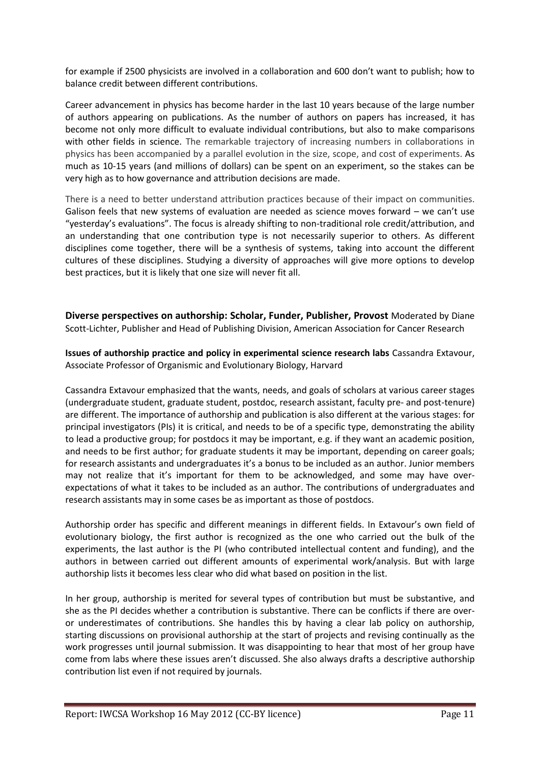for example if 2500 physicists are involved in a collaboration and 600 don't want to publish; how to balance credit between different contributions.

Career advancement in physics has become harder in the last 10 years because of the large number of authors appearing on publications. As the number of authors on papers has increased, it has become not only more difficult to evaluate individual contributions, but also to make comparisons with other fields in science. The remarkable trajectory of increasing numbers in collaborations in physics has been accompanied by a parallel evolution in the size, scope, and cost of experiments. As much as 10-15 years (and millions of dollars) can be spent on an experiment, so the stakes can be very high as to how governance and attribution decisions are made.

There is a need to better understand attribution practices because of their impact on communities. Galison feels that new systems of evaluation are needed as science moves forward – we can't use "yesterday's evaluations". The focus is already shifting to non-traditional role credit/attribution, and an understanding that one contribution type is not necessarily superior to others. As different disciplines come together, there will be a synthesis of systems, taking into account the different cultures of these disciplines. Studying a diversity of approaches will give more options to develop best practices, but it is likely that one size will never fit all.

**Diverse perspectives on authorship: Scholar, Funder, Publisher, Provost** Moderated by Diane Scott-Lichter, Publisher and Head of Publishing Division, American Association for Cancer Research

**Issues of authorship practice and policy in experimental science research labs** Cassandra Extavour, Associate Professor of Organismic and Evolutionary Biology, Harvard

Cassandra Extavour emphasized that the wants, needs, and goals of scholars at various career stages (undergraduate student, graduate student, postdoc, research assistant, faculty pre- and post-tenure) are different. The importance of authorship and publication is also different at the various stages: for principal investigators (PIs) it is critical, and needs to be of a specific type, demonstrating the ability to lead a productive group; for postdocs it may be important, e.g. if they want an academic position, and needs to be first author; for graduate students it may be important, depending on career goals; for research assistants and undergraduates it's a bonus to be included as an author. Junior members may not realize that it's important for them to be acknowledged, and some may have over-expectations of what it takes to be included as an author. The contributions of undergraduates and research assistants may in some cases be as important as those of postdocs.

Authorship order has specific and different meanings in different fields. In Extavour's own field of evolutionary biology, the first author is recognized as the one who carried out the bulk of the experiments, the last author is the PI (who contributed intellectual content and funding), and the authors in between carried out different amounts of experimental work/analysis. But with large authorship lists it becomes less clear who did what based on position in the list.

In her group, authorship is merited for several types of contribution but must be substantive, and she as the PI decides whether a contribution is substantive. There can be conflicts if there are over- or underestimates of contributions. She handles this by having a clear lab policy on authorship, starting discussions on provisional authorship at the start of projects and revising continually as the work progresses until journal submission. It was disappointing to hear that most of her group have come from labs where these issues aren't discussed. She also always drafts a descriptive authorship contribution list even if not required by journals.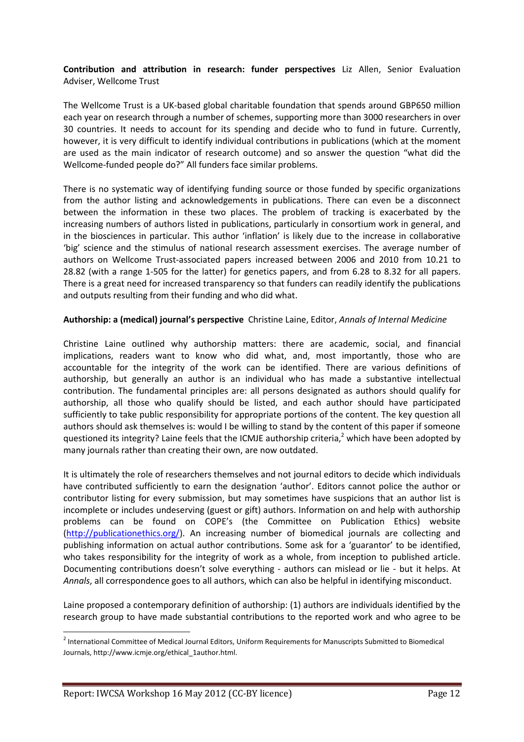**Contribution and attribution in research: funder perspectives** Liz Allen, Senior Evaluation Adviser, Wellcome Trust

The Wellcome Trust is a UK-based global charitable foundation that spends around GBP650 million each year on research through a number of schemes, supporting more than 3000 researchers in over 30 countries. It needs to account for its spending and decide who to fund in future. Currently, however, it is very difficult to identify individual contributions in publications (which at the moment are used as the main indicator of research outcome) and so answer the question "what did the Wellcome-funded people do?" All funders face similar problems.

There is no systematic way of identifying funding source or those funded by specific organizations from the author listing and acknowledgements in publications. There can even be a disconnect between the information in these two places. The problem of tracking is exacerbated by the increasing numbers of authors listed in publications, particularly in consortium work in general, and in the biosciences in particular. This author 'inflation' is likely due to the increase in collaborative 'big' science and the stimulus of national research assessment exercises. The average number of authors on Wellcome Trust-associated papers increased between 2006 and 2010 from 10.21 to 28.82 (with a range 1-505 for the latter) for genetics papers, and from 6.28 to 8.32 for all papers. There is a great need for increased transparency so that funders can readily identify the publications and outputs resulting from their funding and who did what.

**Authorship: a (medical) journal's perspective** Christine Laine, Editor, *Annals of Internal Medicine*

Christine Laine outlined why authorship matters: there are academic, social, and financial implications, readers want to know who did what, and, most importantly, those who are accountable for the integrity of the work can be identified. There are various definitions of authorship, but generally an author is an individual who has made a substantive intellectual contribution. The fundamental principles are: all persons designated as authors should qualify for authorship, all those who qualify should be listed, and each author should have participated sufficiently to take public responsibility for appropriate portions of the content. The key question all authors should ask themselves is: would I be willing to stand by the content of this paper if someone questioned its integrity? Laine feels that the ICMJE authorship criteria,[2] which have been adopted by many journals rather than creating their own, are now outdated.

It is ultimately the role of researchers themselves and not journal editors to decide which individuals have contributed sufficiently to earn the designation 'author'. Editors cannot police the author or contributor listing for every submission, but may sometimes have suspicions that an author list is incomplete or includes undeserving (guest or gift) authors. Information on and help with authorship problems can be found on COPE's (the Committee on Publication Ethics) website (http://publicationethics.org/). An increasing number of biomedical journals are collecting and publishing information on actual author contributions. Some ask for a 'guarantor' to be identified, who takes responsibility for the integrity of work as a whole, from inception to published article. Documenting contributions doesn't solve everything - authors can mislead or lie - but it helps. At *Annals*, all correspondence goes to all authors, which can also be helpful in identifying misconduct.

Laine proposed a contemporary definition of authorship: (1) authors are individuals identified by the research group to have made substantial contributions to the reported work and who agree to be

[2] International Committee of Medical Journal Editors, Uniform Requirements for Manuscripts Submitted to Biomedical Journals, http://www.icmje.org/ethical_1author.html.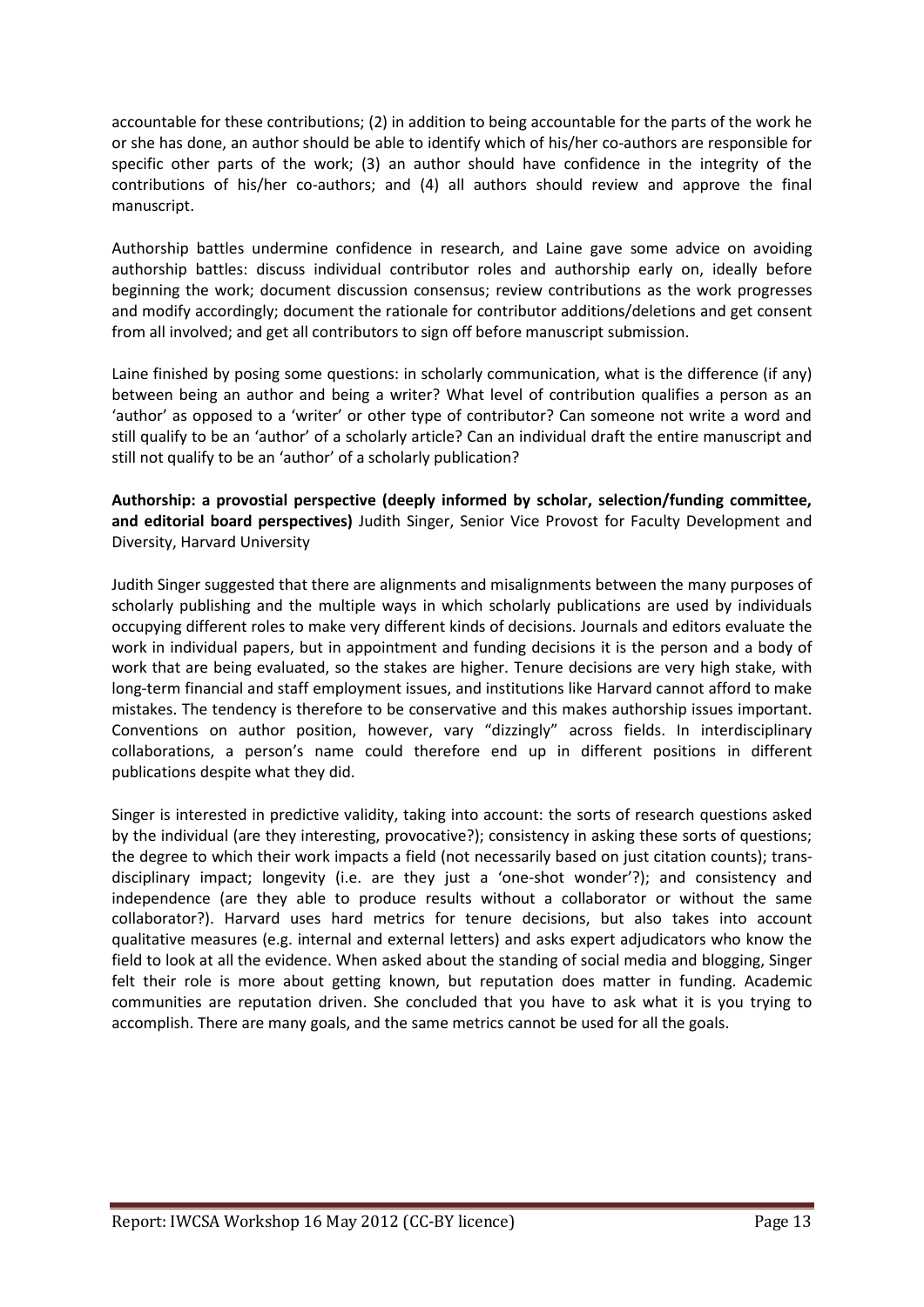accountable for these contributions; (2) in addition to being accountable for the parts of the work he or she has done, an author should be able to identify which of his/her co-authors are responsible for specific other parts of the work; (3) an author should have confidence in the integrity of the contributions of his/her co-authors; and (4) all authors should review and approve the final manuscript.

Authorship battles undermine confidence in research, and Laine gave some advice on avoiding authorship battles: discuss individual contributor roles and authorship early on, ideally before beginning the work; document discussion consensus; review contributions as the work progresses and modify accordingly; document the rationale for contributor additions/deletions and get consent from all involved; and get all contributors to sign off before manuscript submission.

Laine finished by posing some questions: in scholarly communication, what is the difference (if any) between being an author and being a writer? What level of contribution qualifies a person as an 'author' as opposed to a 'writer' or other type of contributor? Can someone not write a word and still qualify to be an 'author' of a scholarly article? Can an individual draft the entire manuscript and still not qualify to be an 'author' of a scholarly publication?

**Authorship: a provostial perspective (deeply informed by scholar, selection/funding committee, and editorial board perspectives)** Judith Singer, Senior Vice Provost for Faculty Development and Diversity, Harvard University

Judith Singer suggested that there are alignments and misalignments between the many purposes of scholarly publishing and the multiple ways in which scholarly publications are used by individuals occupying different roles to make very different kinds of decisions. Journals and editors evaluate the work in individual papers, but in appointment and funding decisions it is the person and a body of work that are being evaluated, so the stakes are higher. Tenure decisions are very high stake, with long-term financial and staff employment issues, and institutions like Harvard cannot afford to make mistakes. The tendency is therefore to be conservative and this makes authorship issues important. Conventions on author position, however, vary "dizzingly" across fields. In interdisciplinary collaborations, a person's name could therefore end up in different positions in different publications despite what they did.

Singer is interested in predictive validity, taking into account: the sorts of research questions asked by the individual (are they interesting, provocative?); consistency in asking these sorts of questions; the degree to which their work impacts a field (not necessarily based on just citation counts); trans-disciplinary impact; longevity (i.e. are they just a 'one-shot wonder'?); and consistency and independence (are they able to produce results without a collaborator or without the same collaborator?). Harvard uses hard metrics for tenure decisions, but also takes into account qualitative measures (e.g. internal and external letters) and asks expert adjudicators who know the field to look at all the evidence. When asked about the standing of social media and blogging, Singer felt their role is more about getting known, but reputation does matter in funding. Academic communities are reputation driven. She concluded that you have to ask what it is you trying to accomplish. There are many goals, and the same metrics cannot be used for all the goals.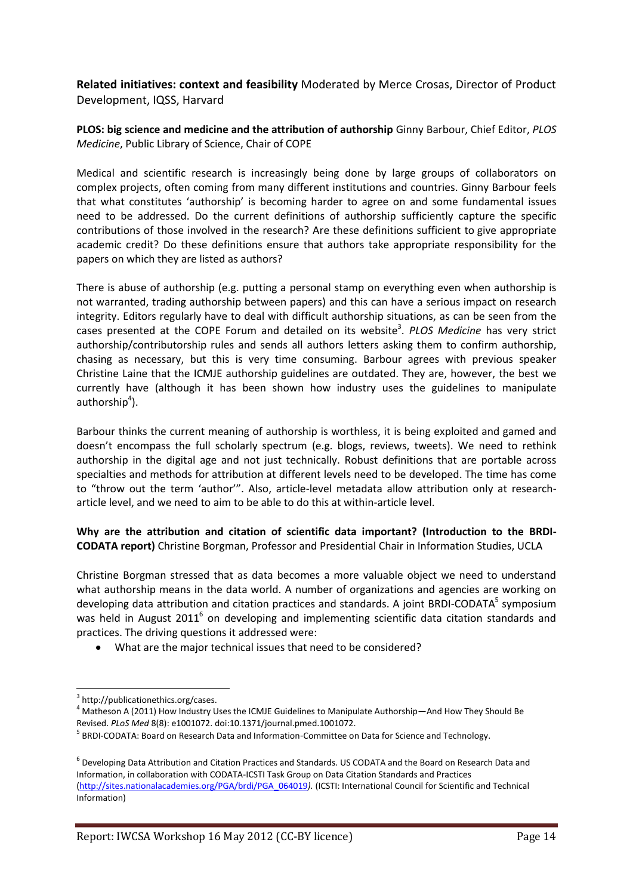**Related initiatives: context and feasibility** Moderated by Merce Crosas, Director of Product Development, IQSS, Harvard

**PLOS: big science and medicine and the attribution of authorship** Ginny Barbour, Chief Editor, *PLOS Medicine*, Public Library of Science, Chair of COPE

Medical and scientific research is increasingly being done by large groups of collaborators on complex projects, often coming from many different institutions and countries. Ginny Barbour feels that what constitutes 'authorship' is becoming harder to agree on and some fundamental issues need to be addressed. Do the current definitions of authorship sufficiently capture the specific contributions of those involved in the research? Are these definitions sufficient to give appropriate academic credit? Do these definitions ensure that authors take appropriate responsibility for the papers on which they are listed as authors?

There is abuse of authorship (e.g. putting a personal stamp on everything even when authorship is not warranted, trading authorship between papers) and this can have a serious impact on research integrity. Editors regularly have to deal with difficult authorship situations, as can be seen from the cases presented at the COPE Forum and detailed on its website[3]. *PLOS Medicine* has very strict authorship/contributorship rules and sends all authors letters asking them to confirm authorship, chasing as necessary, but this is very time consuming. Barbour agrees with previous speaker Christine Laine that the ICMJE authorship guidelines are outdated. They are, however, the best we currently have (although it has been shown how industry uses the guidelines to manipulate authorship[4]).

Barbour thinks the current meaning of authorship is worthless, it is being exploited and gamed and doesn't encompass the full scholarly spectrum (e.g. blogs, reviews, tweets). We need to rethink authorship in the digital age and not just technically. Robust definitions that are portable across specialties and methods for attribution at different levels need to be developed. The time has come to "throw out the term 'author'". Also, article-level metadata allow attribution only at research-article level, and we need to aim to be able to do this at within-article level.

**Why are the attribution and citation of scientific data important? (Introduction to the BRDI-CODATA report)** Christine Borgman, Professor and Presidential Chair in Information Studies, UCLA

Christine Borgman stressed that as data becomes a more valuable object we need to understand what authorship means in the data world. A number of organizations and agencies are working on developing data attribution and citation practices and standards. A joint BRDI-CODATA[5] symposium was held in August 2011[6] on developing and implementing scientific data citation standards and practices. The driving questions it addressed were:

- What are the major technical issues that need to be considered?

---

[3] http://publicationethics.org/cases.

[4] Matheson A (2011) How Industry Uses the ICMJE Guidelines to Manipulate Authorship—And How They Should Be Revised. *PLoS Med* 8(8): e1001072. doi:10.1371/journal.pmed.1001072.

[5] BRDI-CODATA: Board on Research Data and Information-Committee on Data for Science and Technology.

[6] Developing Data Attribution and Citation Practices and Standards. US CODATA and the Board on Research Data and Information, in collaboration with CODATA-ICSTI Task Group on Data Citation Standards and Practices (http://sites.nationalacademies.org/PGA/brdi/PGA_064019*)*. (ICSTI: International Council for Scientific and Technical Information)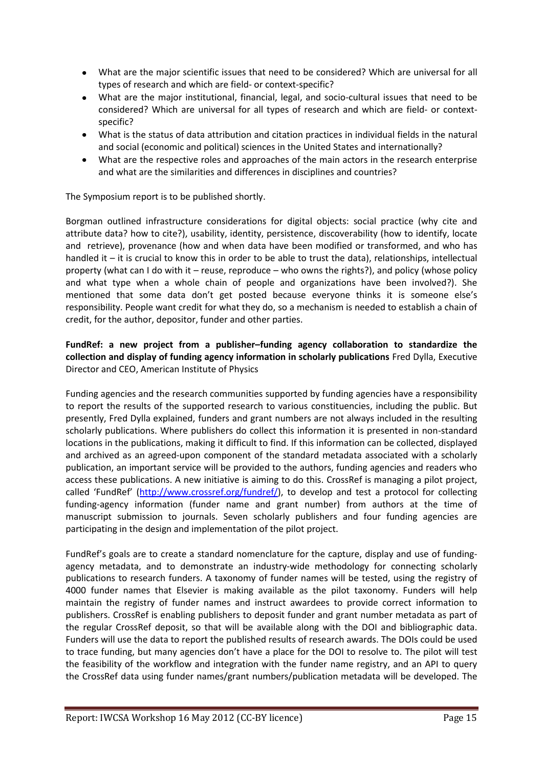- What are the major scientific issues that need to be considered? Which are universal for all types of research and which are field- or context-specific?
- What are the major institutional, financial, legal, and socio-cultural issues that need to be considered? Which are universal for all types of research and which are field- or context-specific?
- What is the status of data attribution and citation practices in individual fields in the natural and social (economic and political) sciences in the United States and internationally?
- What are the respective roles and approaches of the main actors in the research enterprise and what are the similarities and differences in disciplines and countries?

The Symposium report is to be published shortly.

Borgman outlined infrastructure considerations for digital objects: social practice (why cite and attribute data? how to cite?), usability, identity, persistence, discoverability (how to identify, locate and retrieve), provenance (how and when data have been modified or transformed, and who has handled it – it is crucial to know this in order to be able to trust the data), relationships, intellectual property (what can I do with it – reuse, reproduce – who owns the rights?), and policy (whose policy and what type when a whole chain of people and organizations have been involved?). She mentioned that some data don't get posted because everyone thinks it is someone else's responsibility. People want credit for what they do, so a mechanism is needed to establish a chain of credit, for the author, depositor, funder and other parties.

**FundRef: a new project from a publisher–funding agency collaboration to standardize the collection and display of funding agency information in scholarly publications** Fred Dylla, Executive Director and CEO, American Institute of Physics

Funding agencies and the research communities supported by funding agencies have a responsibility to report the results of the supported research to various constituencies, including the public. But presently, Fred Dylla explained, funders and grant numbers are not always included in the resulting scholarly publications. Where publishers do collect this information it is presented in non-standard locations in the publications, making it difficult to find. If this information can be collected, displayed and archived as an agreed-upon component of the standard metadata associated with a scholarly publication, an important service will be provided to the authors, funding agencies and readers who access these publications. A new initiative is aiming to do this. CrossRef is managing a pilot project, called 'FundRef' (http://www.crossref.org/fundref/), to develop and test a protocol for collecting funding-agency information (funder name and grant number) from authors at the time of manuscript submission to journals. Seven scholarly publishers and four funding agencies are participating in the design and implementation of the pilot project.

FundRef's goals are to create a standard nomenclature for the capture, display and use of funding-agency metadata, and to demonstrate an industry-wide methodology for connecting scholarly publications to research funders. A taxonomy of funder names will be tested, using the registry of 4000 funder names that Elsevier is making available as the pilot taxonomy. Funders will help maintain the registry of funder names and instruct awardees to provide correct information to publishers. CrossRef is enabling publishers to deposit funder and grant number metadata as part of the regular CrossRef deposit, so that will be available along with the DOI and bibliographic data. Funders will use the data to report the published results of research awards. The DOIs could be used to trace funding, but many agencies don't have a place for the DOI to resolve to. The pilot will test the feasibility of the workflow and integration with the funder name registry, and an API to query the CrossRef data using funder names/grant numbers/publication metadata will be developed. The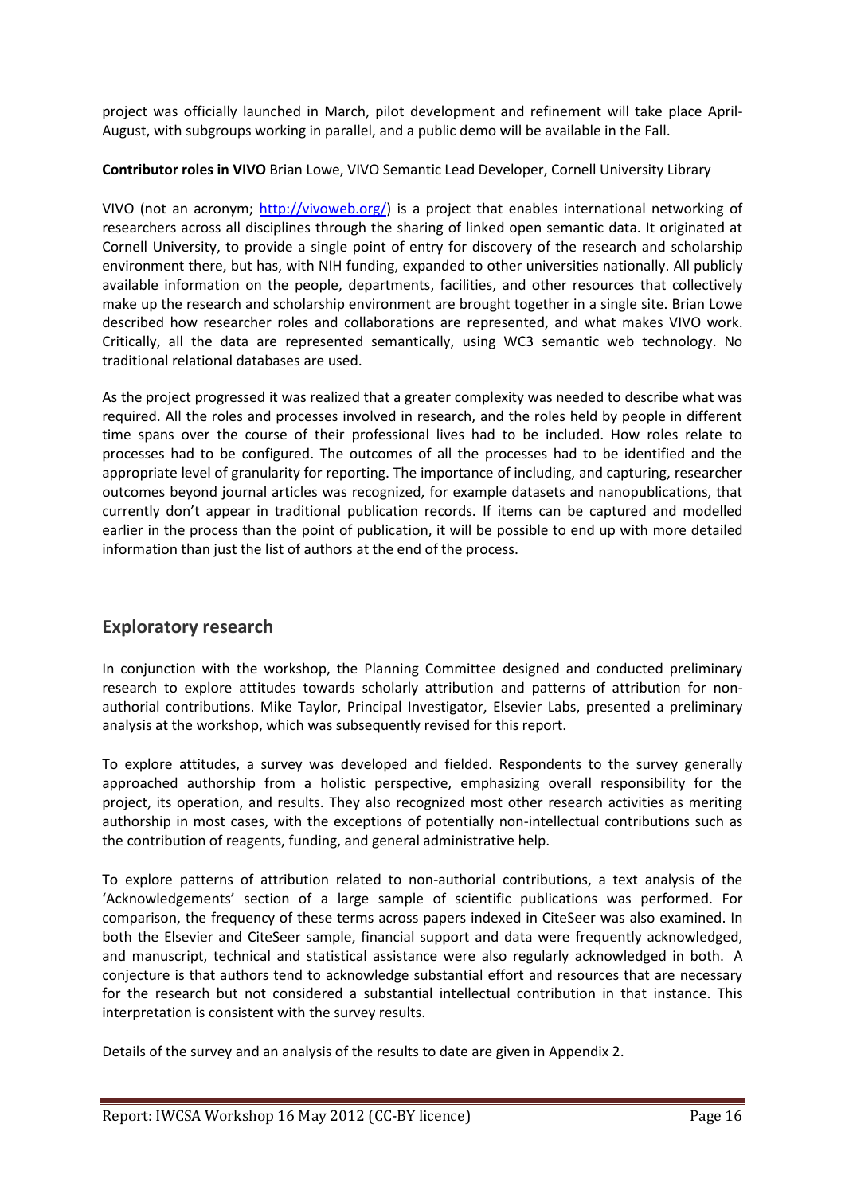project was officially launched in March, pilot development and refinement will take place April-August, with subgroups working in parallel, and a public demo will be available in the Fall.

**Contributor roles in VIVO** Brian Lowe, VIVO Semantic Lead Developer, Cornell University Library

VIVO (not an acronym; http://vivoweb.org/) is a project that enables international networking of researchers across all disciplines through the sharing of linked open semantic data. It originated at Cornell University, to provide a single point of entry for discovery of the research and scholarship environment there, but has, with NIH funding, expanded to other universities nationally. All publicly available information on the people, departments, facilities, and other resources that collectively make up the research and scholarship environment are brought together in a single site. Brian Lowe described how researcher roles and collaborations are represented, and what makes VIVO work. Critically, all the data are represented semantically, using WC3 semantic web technology. No traditional relational databases are used.

As the project progressed it was realized that a greater complexity was needed to describe what was required. All the roles and processes involved in research, and the roles held by people in different time spans over the course of their professional lives had to be included. How roles relate to processes had to be configured. The outcomes of all the processes had to be identified and the appropriate level of granularity for reporting. The importance of including, and capturing, researcher outcomes beyond journal articles was recognized, for example datasets and nanopublications, that currently don't appear in traditional publication records. If items can be captured and modelled earlier in the process than the point of publication, it will be possible to end up with more detailed information than just the list of authors at the end of the process.

## Exploratory research

In conjunction with the workshop, the Planning Committee designed and conducted preliminary research to explore attitudes towards scholarly attribution and patterns of attribution for non-authorial contributions. Mike Taylor, Principal Investigator, Elsevier Labs, presented a preliminary analysis at the workshop, which was subsequently revised for this report.

To explore attitudes, a survey was developed and fielded. Respondents to the survey generally approached authorship from a holistic perspective, emphasizing overall responsibility for the project, its operation, and results. They also recognized most other research activities as meriting authorship in most cases, with the exceptions of potentially non-intellectual contributions such as the contribution of reagents, funding, and general administrative help.

To explore patterns of attribution related to non-authorial contributions, a text analysis of the 'Acknowledgements' section of a large sample of scientific publications was performed. For comparison, the frequency of these terms across papers indexed in CiteSeer was also examined. In both the Elsevier and CiteSeer sample, financial support and data were frequently acknowledged, and manuscript, technical and statistical assistance were also regularly acknowledged in both. A conjecture is that authors tend to acknowledge substantial effort and resources that are necessary for the research but not considered a substantial intellectual contribution in that instance. This interpretation is consistent with the survey results.

Details of the survey and an analysis of the results to date are given in Appendix 2.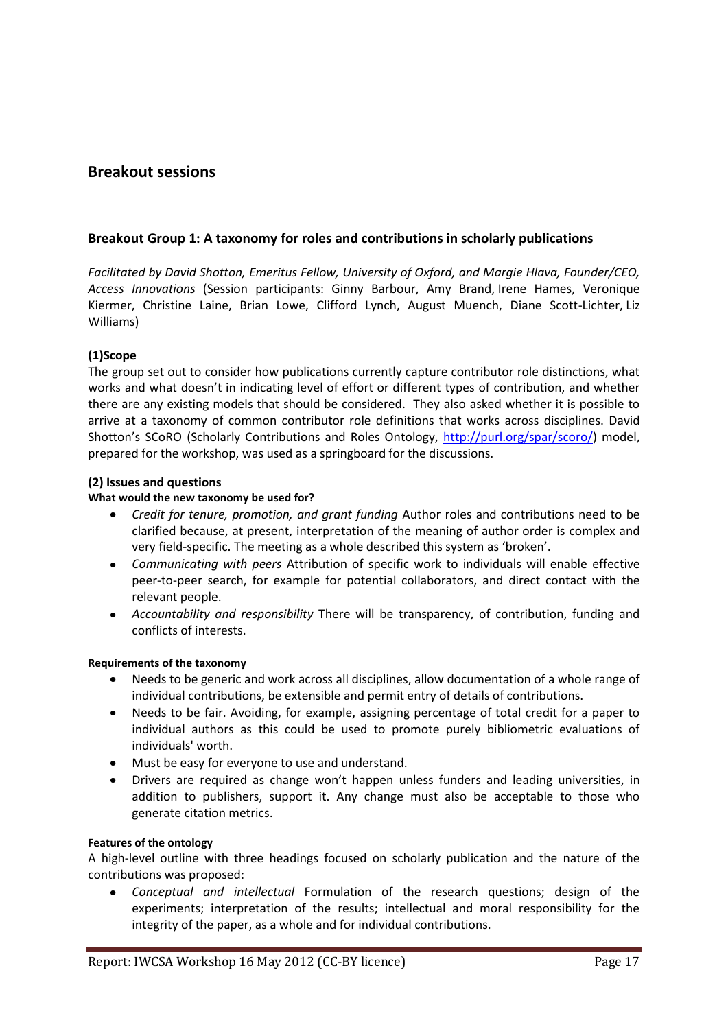## Breakout sessions

### Breakout Group 1: A taxonomy for roles and contributions in scholarly publications

*Facilitated by David Shotton, Emeritus Fellow, University of Oxford, and Margie Hlava, Founder/CEO, Access Innovations* (Session participants: Ginny Barbour, Amy Brand, Irene Hames, Veronique Kiermer, Christine Laine, Brian Lowe, Clifford Lynch, August Muench, Diane Scott-Lichter, Liz Williams)

#### (1)Scope

The group set out to consider how publications currently capture contributor role distinctions, what works and what doesn't in indicating level of effort or different types of contribution, and whether there are any existing models that should be considered. They also asked whether it is possible to arrive at a taxonomy of common contributor role definitions that works across disciplines. David Shotton's SCoRO (Scholarly Contributions and Roles Ontology, http://purl.org/spar/scoro/) model, prepared for the workshop, was used as a springboard for the discussions.

#### (2) Issues and questions

**What would the new taxonomy be used for?**

- *Credit for tenure, promotion, and grant funding* Author roles and contributions need to be clarified because, at present, interpretation of the meaning of author order is complex and very field-specific. The meeting as a whole described this system as 'broken'.
- *Communicating with peers* Attribution of specific work to individuals will enable effective peer-to-peer search, for example for potential collaborators, and direct contact with the relevant people.
- *Accountability and responsibility* There will be transparency, of contribution, funding and conflicts of interests.

**Requirements of the taxonomy**

- Needs to be generic and work across all disciplines, allow documentation of a whole range of individual contributions, be extensible and permit entry of details of contributions.
- Needs to be fair. Avoiding, for example, assigning percentage of total credit for a paper to individual authors as this could be used to promote purely bibliometric evaluations of individuals' worth.
- Must be easy for everyone to use and understand.
- Drivers are required as change won't happen unless funders and leading universities, in addition to publishers, support it. Any change must also be acceptable to those who generate citation metrics.

**Features of the ontology**

A high-level outline with three headings focused on scholarly publication and the nature of the contributions was proposed:

- *Conceptual and intellectual* Formulation of the research questions; design of the experiments; interpretation of the results; intellectual and moral responsibility for the integrity of the paper, as a whole and for individual contributions.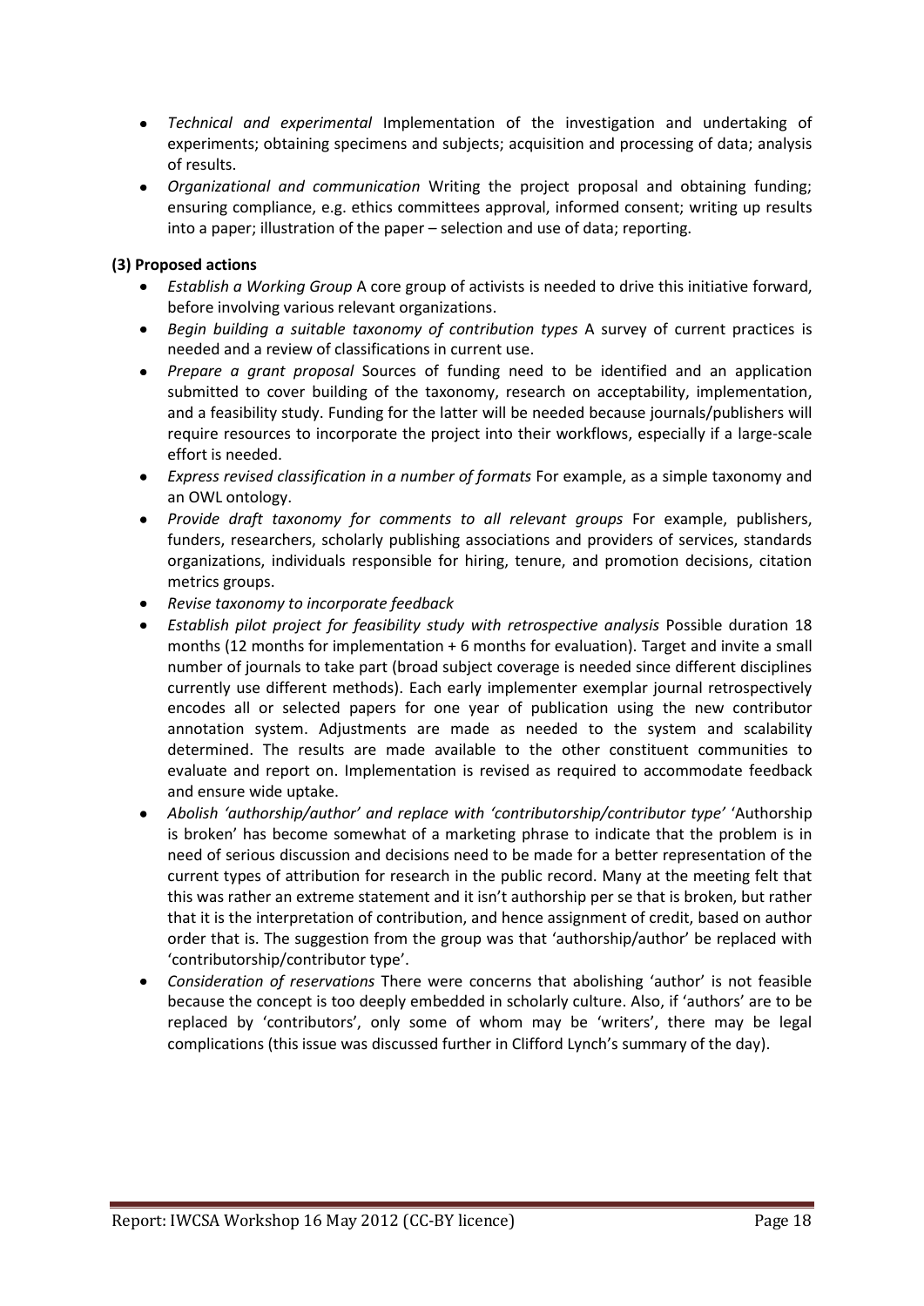- *Technical and experimental* Implementation of the investigation and undertaking of experiments; obtaining specimens and subjects; acquisition and processing of data; analysis of results.
- *Organizational and communication* Writing the project proposal and obtaining funding; ensuring compliance, e.g. ethics committees approval, informed consent; writing up results into a paper; illustration of the paper – selection and use of data; reporting.

**(3) Proposed actions**

- *Establish a Working Group* A core group of activists is needed to drive this initiative forward, before involving various relevant organizations.
- *Begin building a suitable taxonomy of contribution types* A survey of current practices is needed and a review of classifications in current use.
- *Prepare a grant proposal* Sources of funding need to be identified and an application submitted to cover building of the taxonomy, research on acceptability, implementation, and a feasibility study. Funding for the latter will be needed because journals/publishers will require resources to incorporate the project into their workflows, especially if a large-scale effort is needed.
- *Express revised classification in a number of formats* For example, as a simple taxonomy and an OWL ontology.
- *Provide draft taxonomy for comments to all relevant groups* For example, publishers, funders, researchers, scholarly publishing associations and providers of services, standards organizations, individuals responsible for hiring, tenure, and promotion decisions, citation metrics groups.
- *Revise taxonomy to incorporate feedback*
- *Establish pilot project for feasibility study with retrospective analysis* Possible duration 18 months (12 months for implementation + 6 months for evaluation). Target and invite a small number of journals to take part (broad subject coverage is needed since different disciplines currently use different methods). Each early implementer exemplar journal retrospectively encodes all or selected papers for one year of publication using the new contributor annotation system. Adjustments are made as needed to the system and scalability determined. The results are made available to the other constituent communities to evaluate and report on. Implementation is revised as required to accommodate feedback and ensure wide uptake.
- *Abolish 'authorship/author' and replace with 'contributorship/contributor type'* 'Authorship is broken' has become somewhat of a marketing phrase to indicate that the problem is in need of serious discussion and decisions need to be made for a better representation of the current types of attribution for research in the public record. Many at the meeting felt that this was rather an extreme statement and it isn't authorship per se that is broken, but rather that it is the interpretation of contribution, and hence assignment of credit, based on author order that is. The suggestion from the group was that 'authorship/author' be replaced with 'contributorship/contributor type'.
- *Consideration of reservations* There were concerns that abolishing 'author' is not feasible because the concept is too deeply embedded in scholarly culture. Also, if 'authors' are to be replaced by 'contributors', only some of whom may be 'writers', there may be legal complications (this issue was discussed further in Clifford Lynch's summary of the day).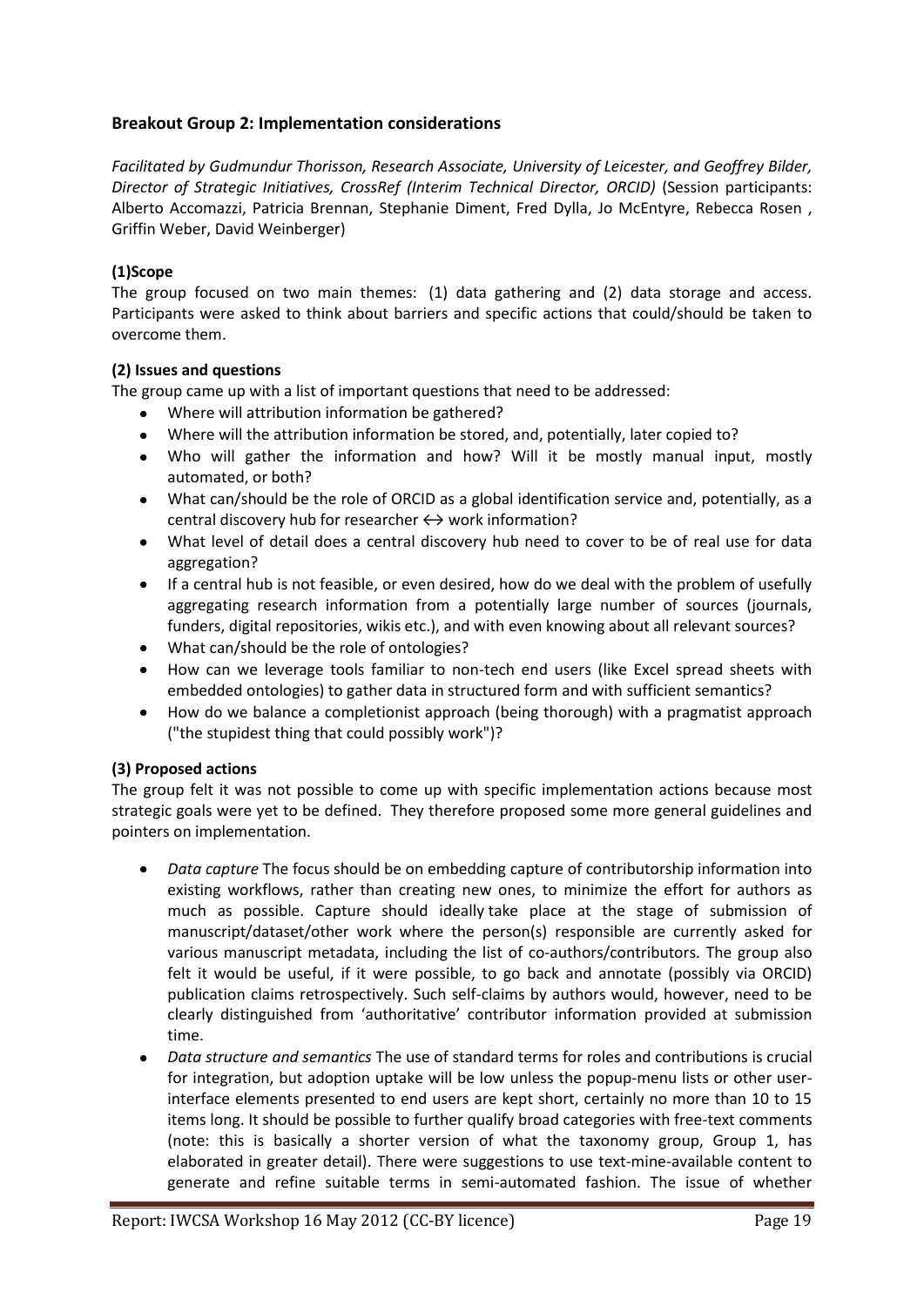### Breakout Group 2: Implementation considerations

*Facilitated by Gudmundur Thorisson, Research Associate, University of Leicester, and Geoffrey Bilder, Director of Strategic Initiatives, CrossRef (Interim Technical Director, ORCID)* (Session participants: Alberto Accomazzi, Patricia Brennan, Stephanie Diment, Fred Dylla, Jo McEntyre, Rebecca Rosen , Griffin Weber, David Weinberger)

**(1)Scope**

The group focused on two main themes: (1) data gathering and (2) data storage and access. Participants were asked to think about barriers and specific actions that could/should be taken to overcome them.

**(2) Issues and questions**

The group came up with a list of important questions that need to be addressed:

- Where will attribution information be gathered?
- Where will the attribution information be stored, and, potentially, later copied to?
- Who will gather the information and how? Will it be mostly manual input, mostly automated, or both?
- What can/should be the role of ORCID as a global identification service and, potentially, as a central discovery hub for researcher ↔ work information?
- What level of detail does a central discovery hub need to cover to be of real use for data aggregation?
- If a central hub is not feasible, or even desired, how do we deal with the problem of usefully aggregating research information from a potentially large number of sources (journals, funders, digital repositories, wikis etc.), and with even knowing about all relevant sources?
- What can/should be the role of ontologies?
- How can we leverage tools familiar to non-tech end users (like Excel spread sheets with embedded ontologies) to gather data in structured form and with sufficient semantics?
- How do we balance a completionist approach (being thorough) with a pragmatist approach ("the stupidest thing that could possibly work")?

**(3) Proposed actions**

The group felt it was not possible to come up with specific implementation actions because most strategic goals were yet to be defined. They therefore proposed some more general guidelines and pointers on implementation.

- *Data capture* The focus should be on embedding capture of contributorship information into existing workflows, rather than creating new ones, to minimize the effort for authors as much as possible. Capture should ideally take place at the stage of submission of manuscript/dataset/other work where the person(s) responsible are currently asked for various manuscript metadata, including the list of co-authors/contributors. The group also felt it would be useful, if it were possible, to go back and annotate (possibly via ORCID) publication claims retrospectively. Such self-claims by authors would, however, need to be clearly distinguished from 'authoritative' contributor information provided at submission time.
- *Data structure and semantics* The use of standard terms for roles and contributions is crucial for integration, but adoption uptake will be low unless the popup-menu lists or other user-interface elements presented to end users are kept short, certainly no more than 10 to 15 items long. It should be possible to further qualify broad categories with free-text comments (note: this is basically a shorter version of what the taxonomy group, Group 1, has elaborated in greater detail). There were suggestions to use text-mine-available content to generate and refine suitable terms in semi-automated fashion. The issue of whether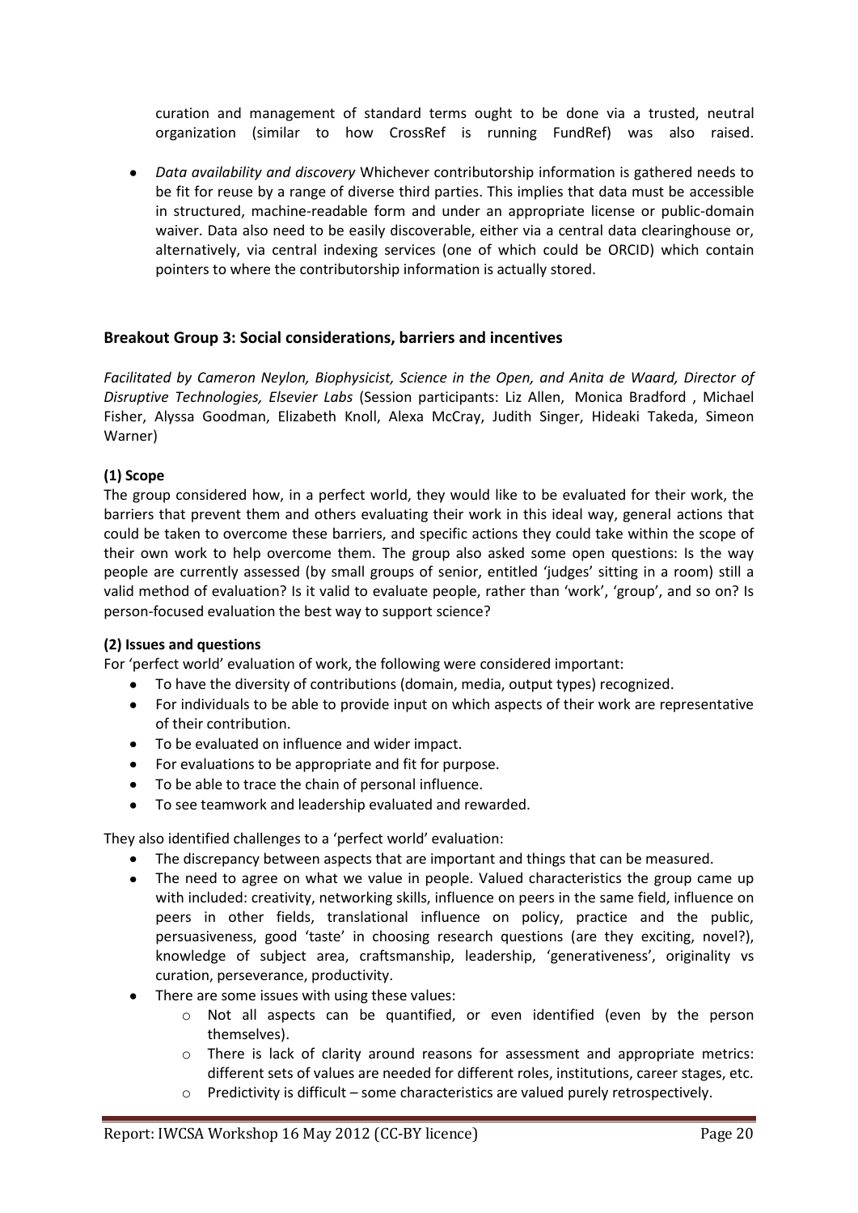curation and management of standard terms ought to be done via a trusted, neutral organization (similar to how CrossRef is running FundRef) was also raised.

- *Data availability and discovery* Whichever contributorship information is gathered needs to be fit for reuse by a range of diverse third parties. This implies that data must be accessible in structured, machine-readable form and under an appropriate license or public-domain waiver. Data also need to be easily discoverable, either via a central data clearinghouse or, alternatively, via central indexing services (one of which could be ORCID) which contain pointers to where the contributorship information is actually stored.

### Breakout Group 3: Social considerations, barriers and incentives

*Facilitated by Cameron Neylon, Biophysicist, Science in the Open, and Anita de Waard, Director of Disruptive Technologies, Elsevier Labs* (Session participants: Liz Allen, Monica Bradford , Michael Fisher, Alyssa Goodman, Elizabeth Knoll, Alexa McCray, Judith Singer, Hideaki Takeda, Simeon Warner)

**(1) Scope**

The group considered how, in a perfect world, they would like to be evaluated for their work, the barriers that prevent them and others evaluating their work in this ideal way, general actions that could be taken to overcome these barriers, and specific actions they could take within the scope of their own work to help overcome them. The group also asked some open questions: Is the way people are currently assessed (by small groups of senior, entitled 'judges' sitting in a room) still a valid method of evaluation? Is it valid to evaluate people, rather than 'work', 'group', and so on? Is person-focused evaluation the best way to support science?

**(2) Issues and questions**

For 'perfect world' evaluation of work, the following were considered important:

- To have the diversity of contributions (domain, media, output types) recognized.
- For individuals to be able to provide input on which aspects of their work are representative of their contribution.
- To be evaluated on influence and wider impact.
- For evaluations to be appropriate and fit for purpose.
- To be able to trace the chain of personal influence.
- To see teamwork and leadership evaluated and rewarded.

They also identified challenges to a 'perfect world' evaluation:

- The discrepancy between aspects that are important and things that can be measured.
- The need to agree on what we value in people. Valued characteristics the group came up with included: creativity, networking skills, influence on peers in the same field, influence on peers in other fields, translational influence on policy, practice and the public, persuasiveness, good 'taste' in choosing research questions (are they exciting, novel?), knowledge of subject area, craftsmanship, leadership, 'generativeness', originality vs curation, perseverance, productivity.
- There are some issues with using these values:
    - Not all aspects can be quantified, or even identified (even by the person themselves).
    - There is lack of clarity around reasons for assessment and appropriate metrics: different sets of values are needed for different roles, institutions, career stages, etc.
    - Predictivity is difficult – some characteristics are valued purely retrospectively.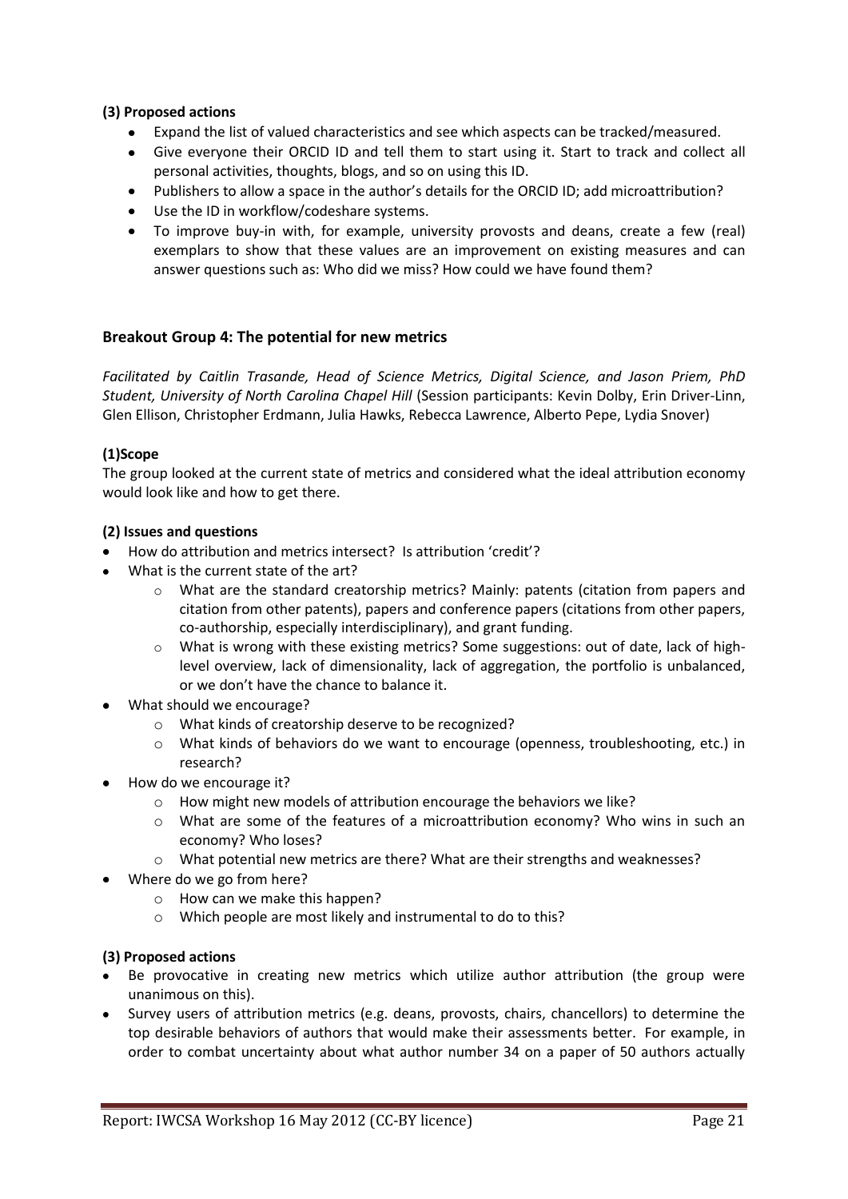**(3) Proposed actions**

- Expand the list of valued characteristics and see which aspects can be tracked/measured.
- Give everyone their ORCID ID and tell them to start using it. Start to track and collect all personal activities, thoughts, blogs, and so on using this ID.
- Publishers to allow a space in the author's details for the ORCID ID; add microattribution?
- Use the ID in workflow/codeshare systems.
- To improve buy-in with, for example, university provosts and deans, create a few (real) exemplars to show that these values are an improvement on existing measures and can answer questions such as: Who did we miss? How could we have found them?

### Breakout Group 4: The potential for new metrics

*Facilitated by Caitlin Trasande, Head of Science Metrics, Digital Science, and Jason Priem, PhD Student, University of North Carolina Chapel Hill* (Session participants: Kevin Dolby, Erin Driver-Linn, Glen Ellison, Christopher Erdmann, Julia Hawks, Rebecca Lawrence, Alberto Pepe, Lydia Snover)

**(1)Scope**

The group looked at the current state of metrics and considered what the ideal attribution economy would look like and how to get there.

**(2) Issues and questions**

- How do attribution and metrics intersect? Is attribution 'credit'?
- What is the current state of the art?
  - What are the standard creatorship metrics? Mainly: patents (citation from papers and citation from other patents), papers and conference papers (citations from other papers, co-authorship, especially interdisciplinary), and grant funding.
  - What is wrong with these existing metrics? Some suggestions: out of date, lack of high-level overview, lack of dimensionality, lack of aggregation, the portfolio is unbalanced, or we don't have the chance to balance it.
- What should we encourage?
  - What kinds of creatorship deserve to be recognized?
  - What kinds of behaviors do we want to encourage (openness, troubleshooting, etc.) in research?
- How do we encourage it?
  - How might new models of attribution encourage the behaviors we like?
  - What are some of the features of a microattribution economy? Who wins in such an economy? Who loses?
  - What potential new metrics are there? What are their strengths and weaknesses?
- Where do we go from here?
  - How can we make this happen?
  - Which people are most likely and instrumental to do to this?

**(3) Proposed actions**

- Be provocative in creating new metrics which utilize author attribution (the group were unanimous on this).
- Survey users of attribution metrics (e.g. deans, provosts, chairs, chancellors) to determine the top desirable behaviors of authors that would make their assessments better. For example, in order to combat uncertainty about what author number 34 on a paper of 50 authors actually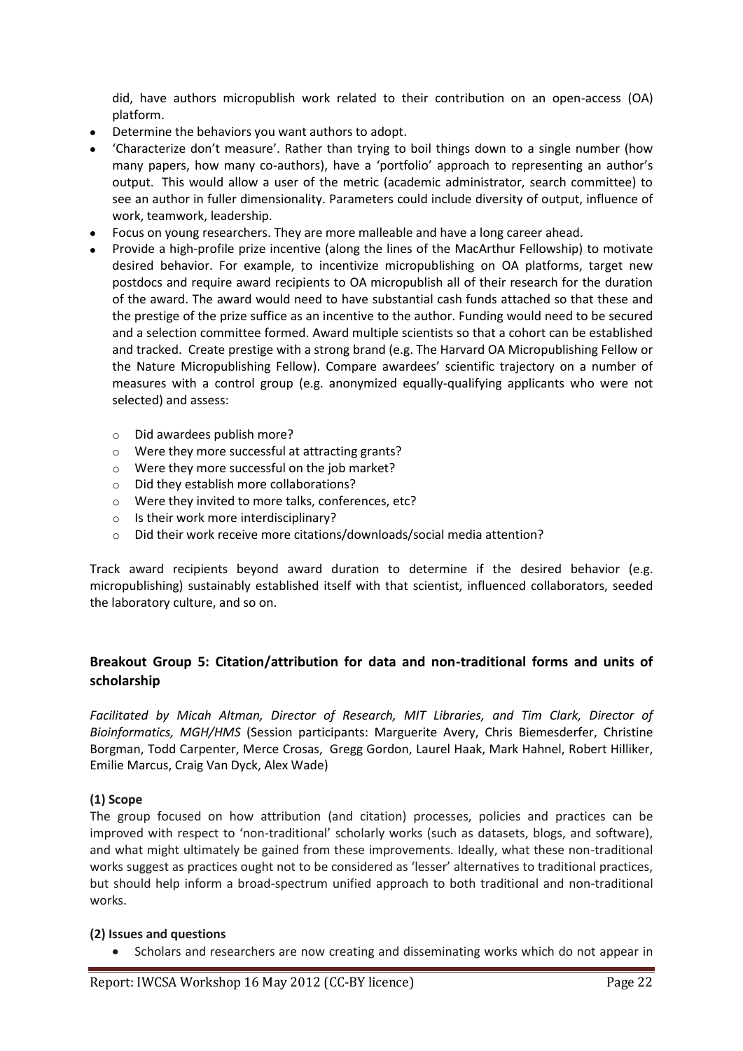did, have authors micropublish work related to their contribution on an open-access (OA) platform.

- Determine the behaviors you want authors to adopt.
- 'Characterize don't measure'. Rather than trying to boil things down to a single number (how many papers, how many co-authors), have a 'portfolio' approach to representing an author's output. This would allow a user of the metric (academic administrator, search committee) to see an author in fuller dimensionality. Parameters could include diversity of output, influence of work, teamwork, leadership.
- Focus on young researchers. They are more malleable and have a long career ahead.
- Provide a high-profile prize incentive (along the lines of the MacArthur Fellowship) to motivate desired behavior. For example, to incentivize micropublishing on OA platforms, target new postdocs and require award recipients to OA micropublish all of their research for the duration of the award. The award would need to have substantial cash funds attached so that these and the prestige of the prize suffice as an incentive to the author. Funding would need to be secured and a selection committee formed. Award multiple scientists so that a cohort can be established and tracked. Create prestige with a strong brand (e.g. The Harvard OA Micropublishing Fellow or the Nature Micropublishing Fellow). Compare awardees' scientific trajectory on a number of measures with a control group (e.g. anonymized equally-qualifying applicants who were not selected) and assess:
  - Did awardees publish more?
  - Were they more successful at attracting grants?
  - Were they more successful on the job market?
  - Did they establish more collaborations?
  - Were they invited to more talks, conferences, etc?
  - Is their work more interdisciplinary?
  - Did their work receive more citations/downloads/social media attention?

Track award recipients beyond award duration to determine if the desired behavior (e.g. micropublishing) sustainably established itself with that scientist, influenced collaborators, seeded the laboratory culture, and so on.

## Breakout Group 5: Citation/attribution for data and non-traditional forms and units of scholarship

*Facilitated by Micah Altman, Director of Research, MIT Libraries, and Tim Clark, Director of Bioinformatics, MGH/HMS* (Session participants: Marguerite Avery, Chris Biemesderfer, Christine Borgman, Todd Carpenter, Merce Crosas, Gregg Gordon, Laurel Haak, Mark Hahnel, Robert Hilliker, Emilie Marcus, Craig Van Dyck, Alex Wade)

### (1) Scope

The group focused on how attribution (and citation) processes, policies and practices can be improved with respect to 'non-traditional' scholarly works (such as datasets, blogs, and software), and what might ultimately be gained from these improvements. Ideally, what these non-traditional works suggest as practices ought not to be considered as 'lesser' alternatives to traditional practices, but should help inform a broad-spectrum unified approach to both traditional and non-traditional works.

### (2) Issues and questions

- Scholars and researchers are now creating and disseminating works which do not appear in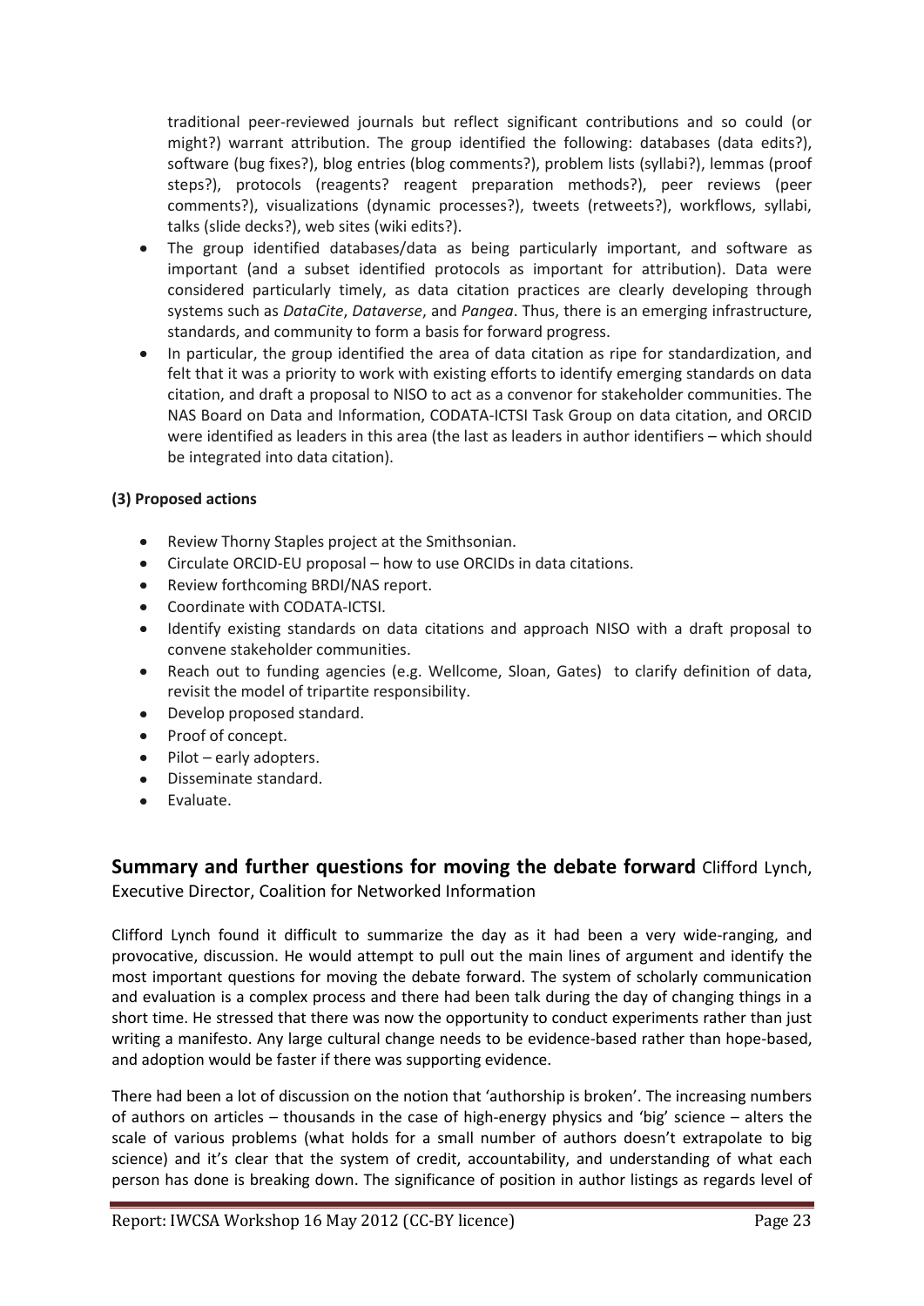traditional peer-reviewed journals but reflect significant contributions and so could (or might?) warrant attribution. The group identified the following: databases (data edits?), software (bug fixes?), blog entries (blog comments?), problem lists (syllabi?), lemmas (proof steps?), protocols (reagents? reagent preparation methods?), peer reviews (peer comments?), visualizations (dynamic processes?), tweets (retweets?), workflows, syllabi, talks (slide decks?), web sites (wiki edits?).

- The group identified databases/data as being particularly important, and software as important (and a subset identified protocols as important for attribution). Data were considered particularly timely, as data citation practices are clearly developing through systems such as *DataCite*, *Dataverse*, and *Pangea*. Thus, there is an emerging infrastructure, standards, and community to form a basis for forward progress.
- In particular, the group identified the area of data citation as ripe for standardization, and felt that it was a priority to work with existing efforts to identify emerging standards on data citation, and draft a proposal to NISO to act as a convenor for stakeholder communities. The NAS Board on Data and Information, CODATA-ICTSI Task Group on data citation, and ORCID were identified as leaders in this area (the last as leaders in author identifiers – which should be integrated into data citation).

**(3) Proposed actions**

- Review Thorny Staples project at the Smithsonian.
- Circulate ORCID-EU proposal – how to use ORCIDs in data citations.
- Review forthcoming BRDI/NAS report.
- Coordinate with CODATA-ICTSI.
- Identify existing standards on data citations and approach NISO with a draft proposal to convene stakeholder communities.
- Reach out to funding agencies (e.g. Wellcome, Sloan, Gates) to clarify definition of data, revisit the model of tripartite responsibility.
- Develop proposed standard.
- Proof of concept.
- Pilot – early adopters.
- Disseminate standard.
- Evaluate.

## Summary and further questions for moving the debate forward Clifford Lynch, Executive Director, Coalition for Networked Information

Clifford Lynch found it difficult to summarize the day as it had been a very wide-ranging, and provocative, discussion. He would attempt to pull out the main lines of argument and identify the most important questions for moving the debate forward. The system of scholarly communication and evaluation is a complex process and there had been talk during the day of changing things in a short time. He stressed that there was now the opportunity to conduct experiments rather than just writing a manifesto. Any large cultural change needs to be evidence-based rather than hope-based, and adoption would be faster if there was supporting evidence.

There had been a lot of discussion on the notion that 'authorship is broken'. The increasing numbers of authors on articles – thousands in the case of high-energy physics and 'big' science – alters the scale of various problems (what holds for a small number of authors doesn't extrapolate to big science) and it's clear that the system of credit, accountability, and understanding of what each person has done is breaking down. The significance of position in author listings as regards level of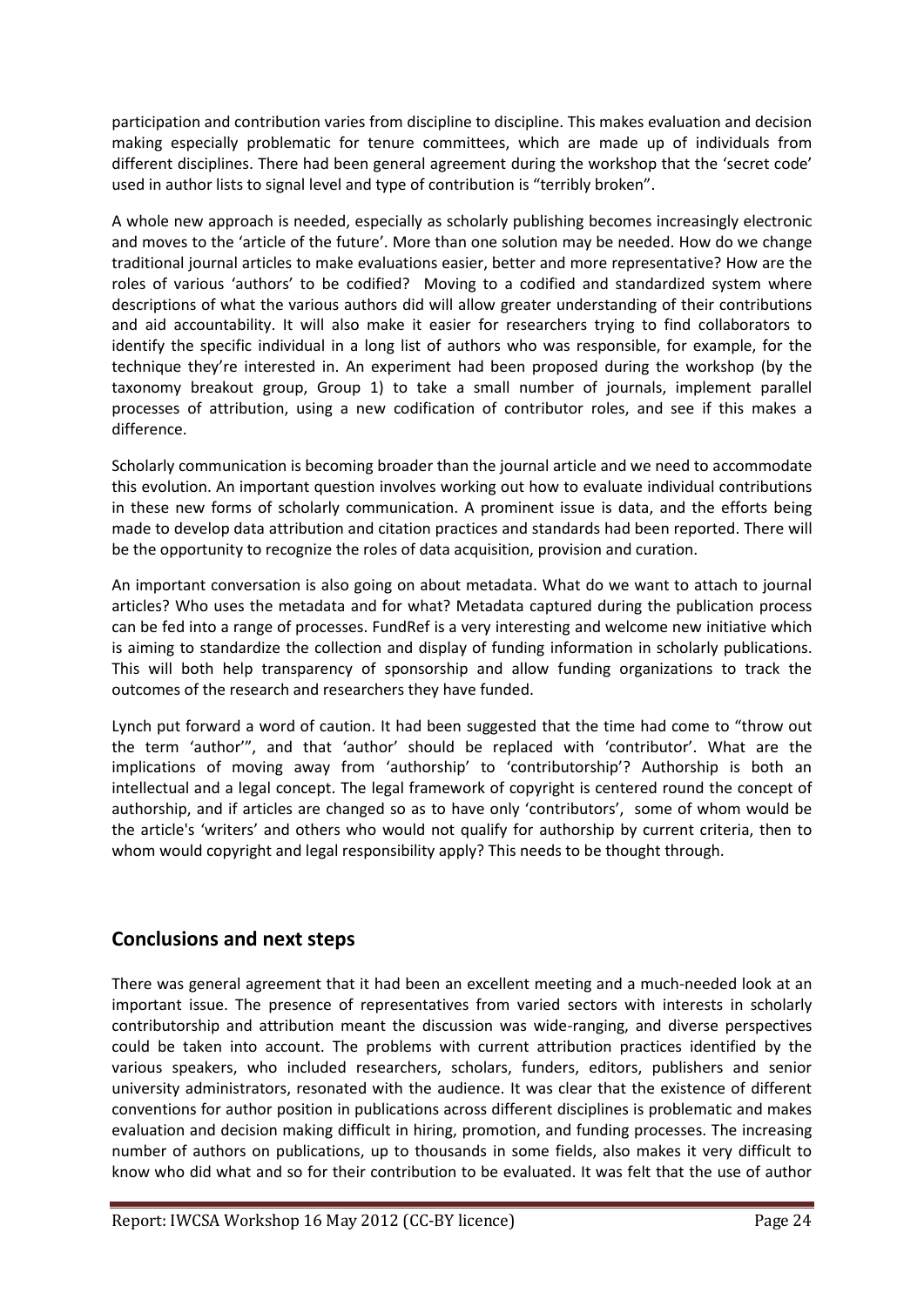participation and contribution varies from discipline to discipline. This makes evaluation and decision making especially problematic for tenure committees, which are made up of individuals from different disciplines. There had been general agreement during the workshop that the 'secret code' used in author lists to signal level and type of contribution is "terribly broken".

A whole new approach is needed, especially as scholarly publishing becomes increasingly electronic and moves to the 'article of the future'. More than one solution may be needed. How do we change traditional journal articles to make evaluations easier, better and more representative? How are the roles of various 'authors' to be codified? Moving to a codified and standardized system where descriptions of what the various authors did will allow greater understanding of their contributions and aid accountability. It will also make it easier for researchers trying to find collaborators to identify the specific individual in a long list of authors who was responsible, for example, for the technique they're interested in. An experiment had been proposed during the workshop (by the taxonomy breakout group, Group 1) to take a small number of journals, implement parallel processes of attribution, using a new codification of contributor roles, and see if this makes a difference.

Scholarly communication is becoming broader than the journal article and we need to accommodate this evolution. An important question involves working out how to evaluate individual contributions in these new forms of scholarly communication. A prominent issue is data, and the efforts being made to develop data attribution and citation practices and standards had been reported. There will be the opportunity to recognize the roles of data acquisition, provision and curation.

An important conversation is also going on about metadata. What do we want to attach to journal articles? Who uses the metadata and for what? Metadata captured during the publication process can be fed into a range of processes. FundRef is a very interesting and welcome new initiative which is aiming to standardize the collection and display of funding information in scholarly publications. This will both help transparency of sponsorship and allow funding organizations to track the outcomes of the research and researchers they have funded.

Lynch put forward a word of caution. It had been suggested that the time had come to "throw out the term 'author'", and that 'author' should be replaced with 'contributor'. What are the implications of moving away from 'authorship' to 'contributorship'? Authorship is both an intellectual and a legal concept. The legal framework of copyright is centered round the concept of authorship, and if articles are changed so as to have only 'contributors', some of whom would be the article's 'writers' and others who would not qualify for authorship by current criteria, then to whom would copyright and legal responsibility apply? This needs to be thought through.

## Conclusions and next steps

There was general agreement that it had been an excellent meeting and a much-needed look at an important issue. The presence of representatives from varied sectors with interests in scholarly contributorship and attribution meant the discussion was wide-ranging, and diverse perspectives could be taken into account. The problems with current attribution practices identified by the various speakers, who included researchers, scholars, funders, editors, publishers and senior university administrators, resonated with the audience. It was clear that the existence of different conventions for author position in publications across different disciplines is problematic and makes evaluation and decision making difficult in hiring, promotion, and funding processes. The increasing number of authors on publications, up to thousands in some fields, also makes it very difficult to know who did what and so for their contribution to be evaluated. It was felt that the use of author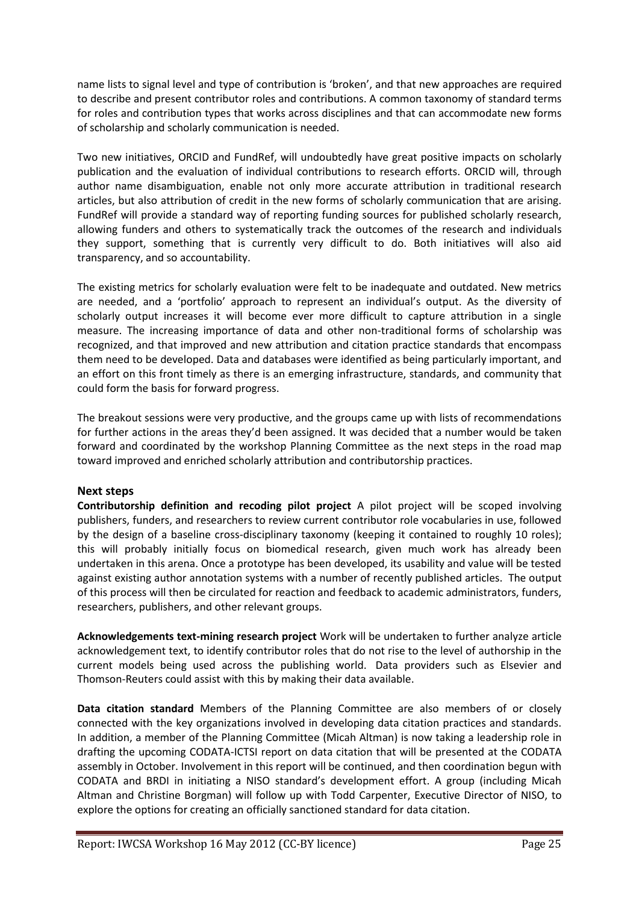name lists to signal level and type of contribution is 'broken', and that new approaches are required to describe and present contributor roles and contributions. A common taxonomy of standard terms for roles and contribution types that works across disciplines and that can accommodate new forms of scholarship and scholarly communication is needed.

Two new initiatives, ORCID and FundRef, will undoubtedly have great positive impacts on scholarly publication and the evaluation of individual contributions to research efforts. ORCID will, through author name disambiguation, enable not only more accurate attribution in traditional research articles, but also attribution of credit in the new forms of scholarly communication that are arising. FundRef will provide a standard way of reporting funding sources for published scholarly research, allowing funders and others to systematically track the outcomes of the research and individuals they support, something that is currently very difficult to do. Both initiatives will also aid transparency, and so accountability.

The existing metrics for scholarly evaluation were felt to be inadequate and outdated. New metrics are needed, and a 'portfolio' approach to represent an individual's output. As the diversity of scholarly output increases it will become ever more difficult to capture attribution in a single measure. The increasing importance of data and other non-traditional forms of scholarship was recognized, and that improved and new attribution and citation practice standards that encompass them need to be developed. Data and databases were identified as being particularly important, and an effort on this front timely as there is an emerging infrastructure, standards, and community that could form the basis for forward progress.

The breakout sessions were very productive, and the groups came up with lists of recommendations for further actions in the areas they'd been assigned. It was decided that a number would be taken forward and coordinated by the workshop Planning Committee as the next steps in the road map toward improved and enriched scholarly attribution and contributorship practices.

## Next steps

**Contributorship definition and recoding pilot project** A pilot project will be scoped involving publishers, funders, and researchers to review current contributor role vocabularies in use, followed by the design of a baseline cross-disciplinary taxonomy (keeping it contained to roughly 10 roles); this will probably initially focus on biomedical research, given much work has already been undertaken in this arena. Once a prototype has been developed, its usability and value will be tested against existing author annotation systems with a number of recently published articles. The output of this process will then be circulated for reaction and feedback to academic administrators, funders, researchers, publishers, and other relevant groups.

**Acknowledgements text-mining research project** Work will be undertaken to further analyze article acknowledgement text, to identify contributor roles that do not rise to the level of authorship in the current models being used across the publishing world. Data providers such as Elsevier and Thomson-Reuters could assist with this by making their data available.

**Data citation standard** Members of the Planning Committee are also members of or closely connected with the key organizations involved in developing data citation practices and standards. In addition, a member of the Planning Committee (Micah Altman) is now taking a leadership role in drafting the upcoming CODATA-ICTSI report on data citation that will be presented at the CODATA assembly in October. Involvement in this report will be continued, and then coordination begun with CODATA and BRDI in initiating a NISO standard's development effort. A group (including Micah Altman and Christine Borgman) will follow up with Todd Carpenter, Executive Director of NISO, to explore the options for creating an officially sanctioned standard for data citation.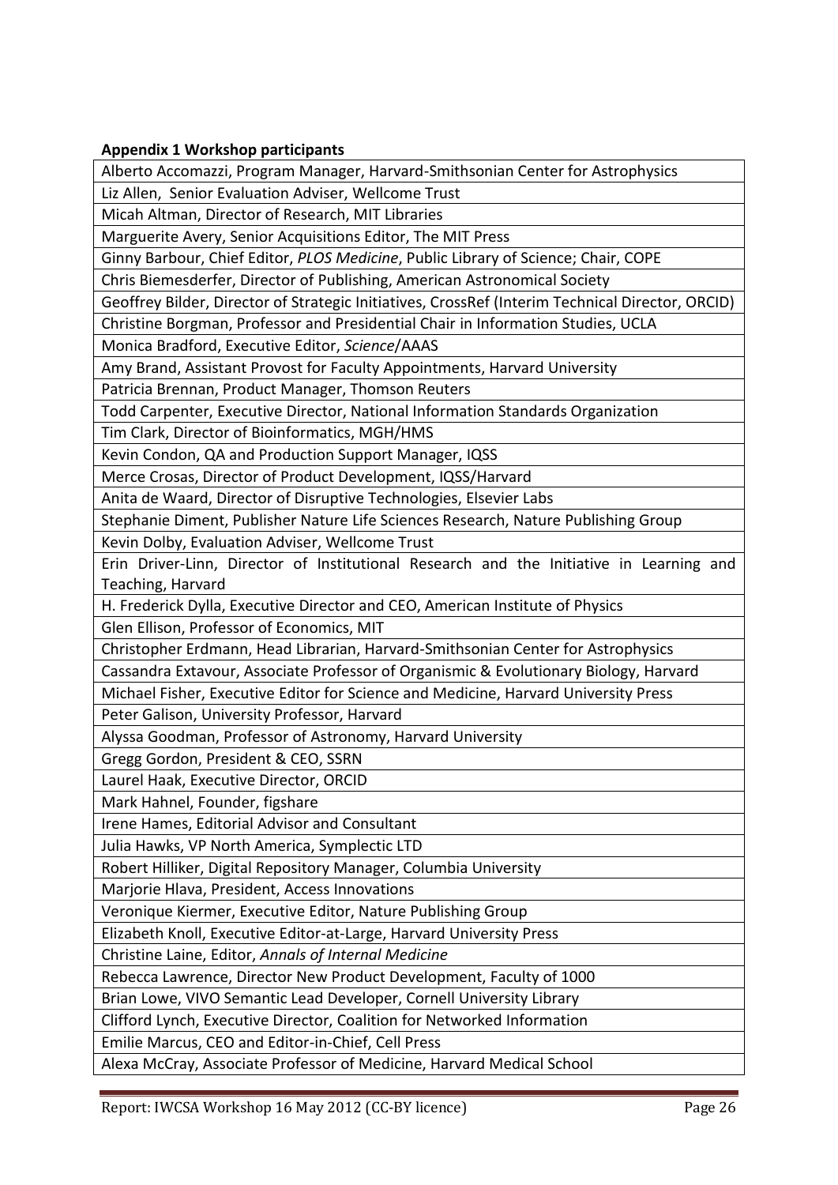**Appendix 1 Workshop participants**

| Alberto Accomazzi, Program Manager, Harvard-Smithsonian Center for Astrophysics |
|---|
| Liz Allen, Senior Evaluation Adviser, Wellcome Trust |
| Micah Altman, Director of Research, MIT Libraries |
| Marguerite Avery, Senior Acquisitions Editor, The MIT Press |
| Ginny Barbour, Chief Editor, *PLOS Medicine*, Public Library of Science; Chair, COPE |
| Chris Biemesderfer, Director of Publishing, American Astronomical Society |
| Geoffrey Bilder, Director of Strategic Initiatives, CrossRef (Interim Technical Director, ORCID) |
| Christine Borgman, Professor and Presidential Chair in Information Studies, UCLA |
| Monica Bradford, Executive Editor, *Science*/AAAS |
| Amy Brand, Assistant Provost for Faculty Appointments, Harvard University |
| Patricia Brennan, Product Manager, Thomson Reuters |
| Todd Carpenter, Executive Director, National Information Standards Organization |
| Tim Clark, Director of Bioinformatics, MGH/HMS |
| Kevin Condon, QA and Production Support Manager, IQSS |
| Merce Crosas, Director of Product Development, IQSS/Harvard |
| Anita de Waard, Director of Disruptive Technologies, Elsevier Labs |
| Stephanie Diment, Publisher Nature Life Sciences Research, Nature Publishing Group |
| Kevin Dolby, Evaluation Adviser, Wellcome Trust |
| Erin Driver-Linn, Director of Institutional Research and the Initiative in Learning and Teaching, Harvard |
| H. Frederick Dylla, Executive Director and CEO, American Institute of Physics |
| Glen Ellison, Professor of Economics, MIT |
| Christopher Erdmann, Head Librarian, Harvard-Smithsonian Center for Astrophysics |
| Cassandra Extavour, Associate Professor of Organismic & Evolutionary Biology, Harvard |
| Michael Fisher, Executive Editor for Science and Medicine, Harvard University Press |
| Peter Galison, University Professor, Harvard |
| Alyssa Goodman, Professor of Astronomy, Harvard University |
| Gregg Gordon, President & CEO, SSRN |
| Laurel Haak, Executive Director, ORCID |
| Mark Hahnel, Founder, figshare |
| Irene Hames, Editorial Advisor and Consultant |
| Julia Hawks, VP North America, Symplectic LTD |
| Robert Hilliker, Digital Repository Manager, Columbia University |
| Marjorie Hlava, President, Access Innovations |
| Veronique Kiermer, Executive Editor, Nature Publishing Group |
| Elizabeth Knoll, Executive Editor-at-Large, Harvard University Press |
| Christine Laine, Editor, *Annals of Internal Medicine* |
| Rebecca Lawrence, Director New Product Development, Faculty of 1000 |
| Brian Lowe, VIVO Semantic Lead Developer, Cornell University Library |
| Clifford Lynch, Executive Director, Coalition for Networked Information |
| Emilie Marcus, CEO and Editor-in-Chief, Cell Press |
| Alexa McCray, Associate Professor of Medicine, Harvard Medical School |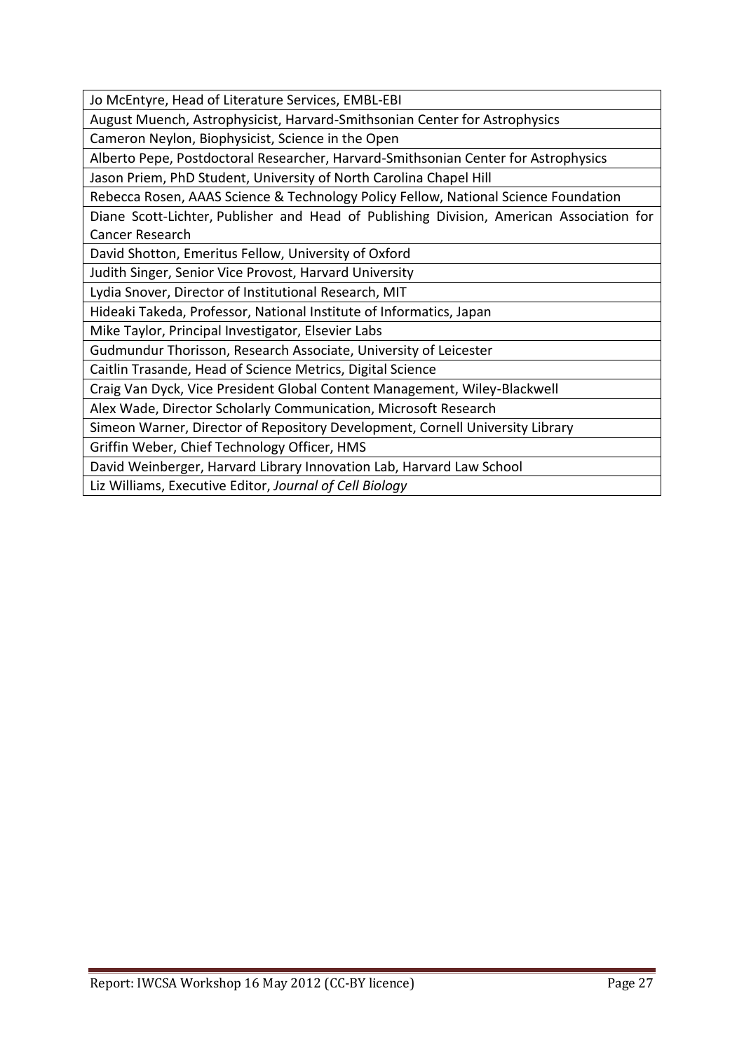| |
|---|
| Jo McEntyre, Head of Literature Services, EMBL-EBI |
| August Muench, Astrophysicist, Harvard-Smithsonian Center for Astrophysics |
| Cameron Neylon, Biophysicist, Science in the Open |
| Alberto Pepe, Postdoctoral Researcher, Harvard-Smithsonian Center for Astrophysics |
| Jason Priem, PhD Student, University of North Carolina Chapel Hill |
| Rebecca Rosen, AAAS Science & Technology Policy Fellow, National Science Foundation |
| Diane Scott-Lichter, Publisher and Head of Publishing Division, American Association for Cancer Research |
| David Shotton, Emeritus Fellow, University of Oxford |
| Judith Singer, Senior Vice Provost, Harvard University |
| Lydia Snover, Director of Institutional Research, MIT |
| Hideaki Takeda, Professor, National Institute of Informatics, Japan |
| Mike Taylor, Principal Investigator, Elsevier Labs |
| Gudmundur Thorisson, Research Associate, University of Leicester |
| Caitlin Trasande, Head of Science Metrics, Digital Science |
| Craig Van Dyck, Vice President Global Content Management, Wiley-Blackwell |
| Alex Wade, Director Scholarly Communication, Microsoft Research |
| Simeon Warner, Director of Repository Development, Cornell University Library |
| Griffin Weber, Chief Technology Officer, HMS |
| David Weinberger, Harvard Library Innovation Lab, Harvard Law School |
| Liz Williams, Executive Editor, *Journal of Cell Biology* |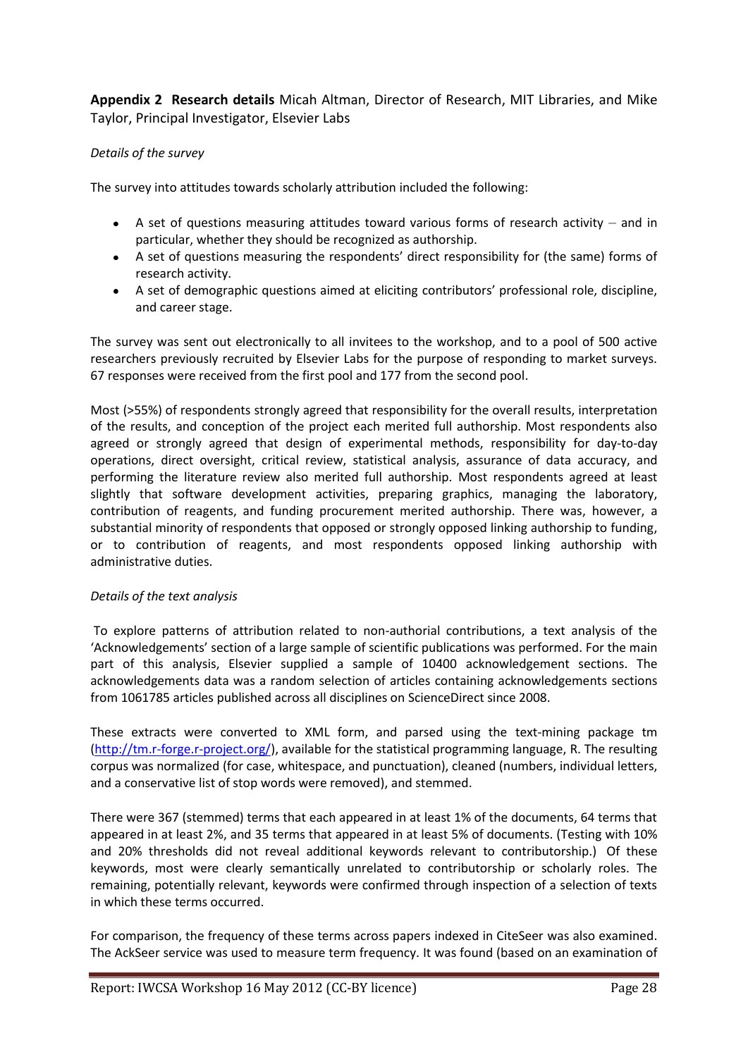**Appendix 2 Research details** Micah Altman, Director of Research, MIT Libraries, and Mike Taylor, Principal Investigator, Elsevier Labs

*Details of the survey*

The survey into attitudes towards scholarly attribution included the following:

- A set of questions measuring attitudes toward various forms of research activity – and in particular, whether they should be recognized as authorship.
- A set of questions measuring the respondents' direct responsibility for (the same) forms of research activity.
- A set of demographic questions aimed at eliciting contributors' professional role, discipline, and career stage.

The survey was sent out electronically to all invitees to the workshop, and to a pool of 500 active researchers previously recruited by Elsevier Labs for the purpose of responding to market surveys. 67 responses were received from the first pool and 177 from the second pool.

Most (>55%) of respondents strongly agreed that responsibility for the overall results, interpretation of the results, and conception of the project each merited full authorship. Most respondents also agreed or strongly agreed that design of experimental methods, responsibility for day-to-day operations, direct oversight, critical review, statistical analysis, assurance of data accuracy, and performing the literature review also merited full authorship. Most respondents agreed at least slightly that software development activities, preparing graphics, managing the laboratory, contribution of reagents, and funding procurement merited authorship. There was, however, a substantial minority of respondents that opposed or strongly opposed linking authorship to funding, or to contribution of reagents, and most respondents opposed linking authorship with administrative duties.

*Details of the text analysis*

To explore patterns of attribution related to non-authorial contributions, a text analysis of the 'Acknowledgements' section of a large sample of scientific publications was performed. For the main part of this analysis, Elsevier supplied a sample of 10400 acknowledgement sections. The acknowledgements data was a random selection of articles containing acknowledgements sections from 1061785 articles published across all disciplines on ScienceDirect since 2008.

These extracts were converted to XML form, and parsed using the text-mining package tm (http://tm.r-forge.r-project.org/), available for the statistical programming language, R. The resulting corpus was normalized (for case, whitespace, and punctuation), cleaned (numbers, individual letters, and a conservative list of stop words were removed), and stemmed.

There were 367 (stemmed) terms that each appeared in at least 1% of the documents, 64 terms that appeared in at least 2%, and 35 terms that appeared in at least 5% of documents. (Testing with 10% and 20% thresholds did not reveal additional keywords relevant to contributorship.) Of these keywords, most were clearly semantically unrelated to contributorship or scholarly roles. The remaining, potentially relevant, keywords were confirmed through inspection of a selection of texts in which these terms occurred.

For comparison, the frequency of these terms across papers indexed in CiteSeer was also examined. The AckSeer service was used to measure term frequency. It was found (based on an examination of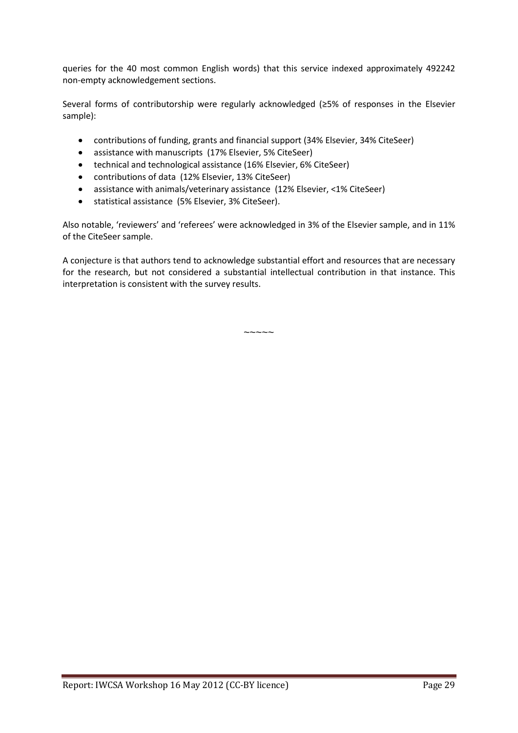queries for the 40 most common English words) that this service indexed approximately 492242 non-empty acknowledgement sections.

Several forms of contributorship were regularly acknowledged (≥5% of responses in the Elsevier sample):

- contributions of funding, grants and financial support (34% Elsevier, 34% CiteSeer)
- assistance with manuscripts (17% Elsevier, 5% CiteSeer)
- technical and technological assistance (16% Elsevier, 6% CiteSeer)
- contributions of data (12% Elsevier, 13% CiteSeer)
- assistance with animals/veterinary assistance (12% Elsevier, <1% CiteSeer)
- statistical assistance (5% Elsevier, 3% CiteSeer).

Also notable, 'reviewers' and 'referees' were acknowledged in 3% of the Elsevier sample, and in 11% of the CiteSeer sample.

A conjecture is that authors tend to acknowledge substantial effort and resources that are necessary for the research, but not considered a substantial intellectual contribution in that instance. This interpretation is consistent with the survey results.

~~~~~